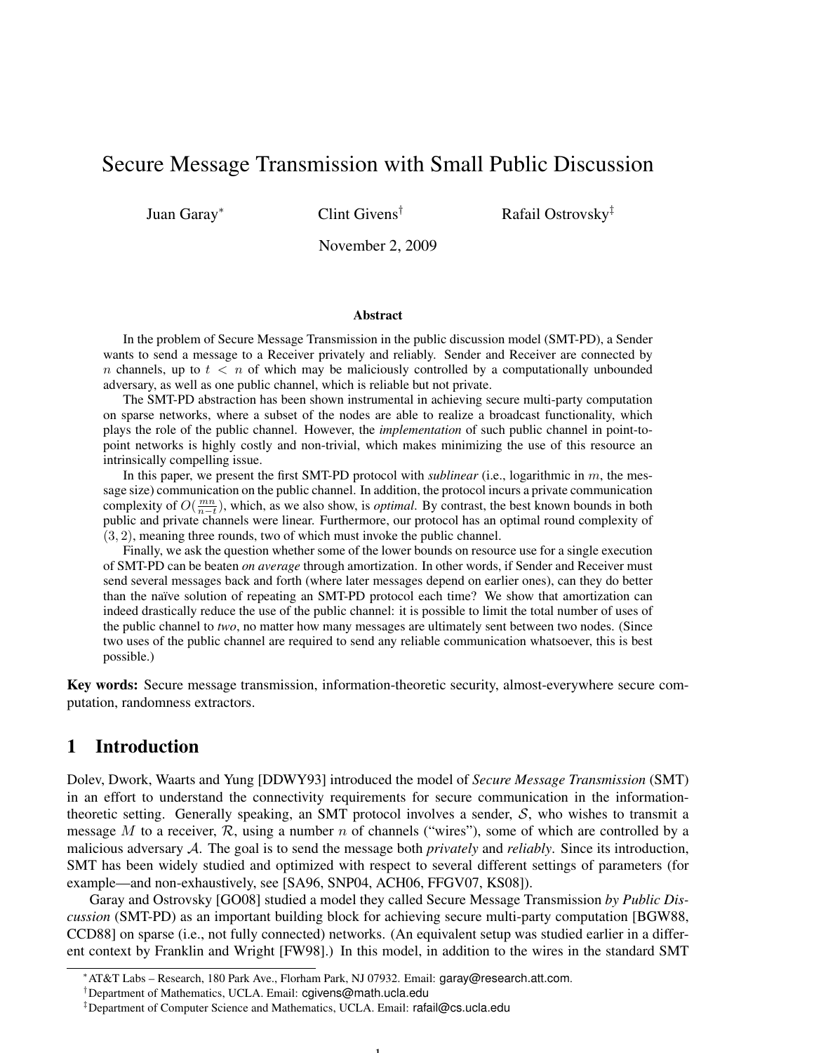# Secure Message Transmission with Small Public Discussion

Juan Garay[*] Clint Givens[†] Rafail Ostrovsky[‡]

November 2, 2009

### Abstract

In the problem of Secure Message Transmission in the public discussion model (SMT-PD), a Sender wants to send a message to a Receiver privately and reliably. Sender and Receiver are connected by $n$ channels, up to $t < n$ of which may be maliciously controlled by a computationally unbounded adversary, as well as one public channel, which is reliable but not private.

The SMT-PD abstraction has been shown instrumental in achieving secure multi-party computation on sparse networks, where a subset of the nodes are able to realize a broadcast functionality, which plays the role of the public channel. However, the *implementation* of such public channel in point-to-point networks is highly costly and non-trivial, which makes minimizing the use of this resource an intrinsically compelling issue.

In this paper, we present the first SMT-PD protocol with *sublinear* (i.e., logarithmic in $m$, the message size) communication on the public channel. In addition, the protocol incurs a private communication complexity of $O(\frac{mn}{n-t})$, which, as we also show, is *optimal*. By contrast, the best known bounds in both public and private channels were linear. Furthermore, our protocol has an optimal round complexity of $(3, 2)$, meaning three rounds, two of which must invoke the *public channel*.

Finally, we ask the question whether some of the lower bounds on resource use for a single execution of SMT-PD can be beaten *on average* through amortization. In other words, if Sender and Receiver must send several messages back and forth (where later messages depend on earlier ones), can they do better than the naïve solution of repeating an SMT-PD protocol each time? We show that amortization can indeed drastically reduce the use of the public channel: it is possible to limit the total number of uses of the public channel to *two*, no matter how many messages are ultimately sent between two nodes. (Since two uses of the public channel are required to send any reliable communication whatsoever, this is best possible.)

**Key words:** Secure message transmission, information-theoretic security, almost-everywhere secure computation, randomness extractors.

## 1 Introduction

Dolev, Dwork, Waarts and Yung [DDWY93] introduced the model of *Secure Message Transmission* (SMT) in an effort to understand the connectivity requirements for secure communication in the information-theoretic setting. Generally speaking, an SMT protocol involves a sender, $\mathcal{S}$, who wishes to transmit a message $M$ to a receiver, $\mathcal{R}$, using a number $n$ of channels ("wires"), some of which are controlled by a malicious adversary $\mathcal{A}$. The goal is to send the message both *privately* and *reliably*. Since its introduction, SMT has been widely studied and optimized with respect to several different settings of parameters (for example—and non-exhaustively, see [SA96, SNP04, ACH06, FFGV07, KS08]).

Garay and Ostrovsky [GO08] studied a model they called Secure Message Transmission *by Public Discussion* (SMT-PD) as an important building block for achieving secure multi-party computation [BGW88, CCD88] on sparse (i.e., not fully connected) networks. (An equivalent setup was studied earlier in a different context by Franklin and Wright [FW98].) In this model, in addition to the wires in the standard SMT

---

[*] AT&T Labs – Research, 180 Park Ave., Florham Park, NJ 07932. Email: garay@research.att.com.

[†] Department of Mathematics, UCLA. Email: cgivens@math.ucla.edu

[‡] Department of Computer Science and Mathematics, UCLA. Email: rafail@cs.ucla.edu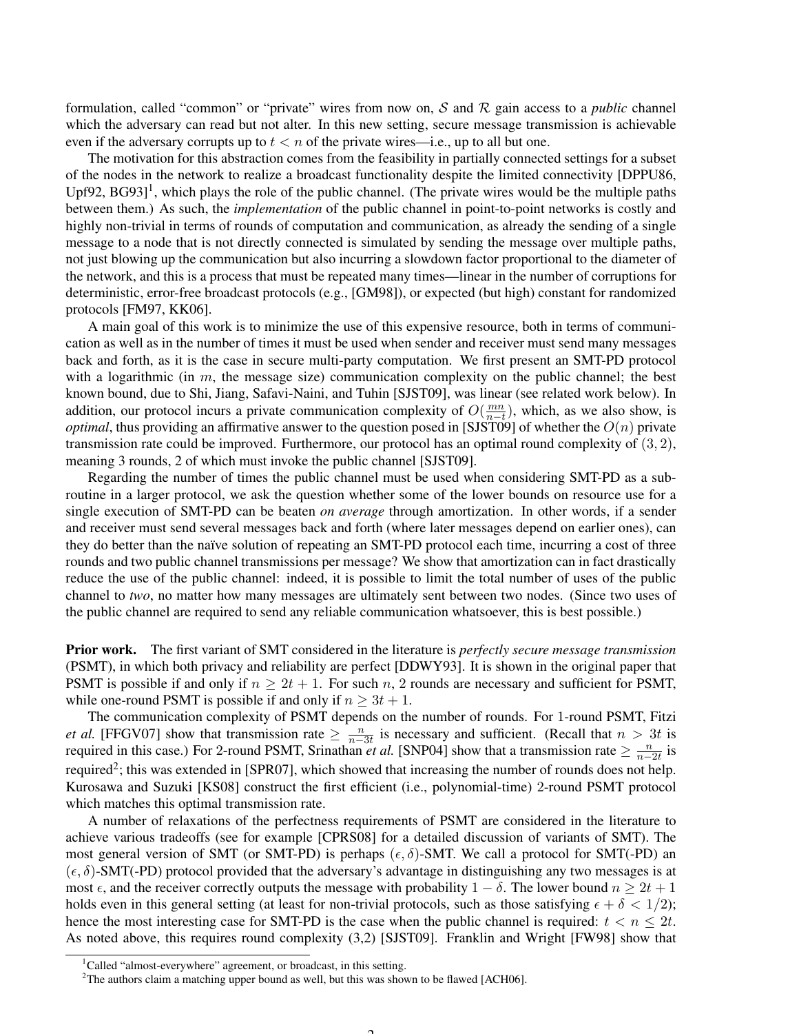formulation, called "common" or "private" wires from now on, $\mathcal{S}$ and $\mathcal{R}$ gain access to a *public* channel which the adversary can read but not alter. In this new setting, secure message transmission is achievable even if the adversary corrupts up to $t < n$ of the private wires—i.e., up to all but one.

The motivation for this abstraction comes from the feasibility in partially connected settings for a subset of the nodes in the network to realize a broadcast functionality despite the limited connectivity [DPPU86, Upf92, BG93][1], which plays the role of the public channel. (The private wires would be the multiple paths between them.) As such, the *implementation* of the public channel in point-to-point networks is costly and highly non-trivial in terms of rounds of computation and communication, as already the sending of a single message to a node that is not directly connected is simulated by sending the message over multiple paths, not just blowing up the communication but also incurring a slowdown factor proportional to the diameter of the network, and this is a process that must be repeated many times—linear in the number of corruptions for deterministic, error-free broadcast protocols (e.g., [GM98]), or expected (but high) constant for randomized protocols [FM97, KK06].

A main goal of this work is to minimize the use of this expensive resource, both in terms of communication as well as in the number of times it must be used when sender and receiver must send many messages back and forth, as it is the case in secure multi-party computation. We first present an SMT-PD protocol with a logarithmic (in $m$, the message size) communication complexity on the public channel; the best known bound, due to Shi, Jiang, Safavi-Naini, and Tuhin [SJST09], was linear (see related work below). In addition, our protocol incurs a private communication complexity of $O(\frac{mn}{n-t})$, which, as we also show, is *optimal*, thus providing an affirmative answer to the question posed in [SJST09] of whether the $O(n)$ private transmission rate could be improved. Furthermore, our protocol has an optimal round complexity of $(3, 2)$, meaning 3 rounds, 2 of which must invoke the public channel [SJST09].

Regarding the number of times the public channel must be used when considering SMT-PD as a subroutine in a larger protocol, we ask the question whether some of the lower bounds on resource use for a single execution of SMT-PD can be beaten *on average* through amortization. In other words, if a sender and receiver must send several messages back and forth (where later messages depend on earlier ones), can they do better than the naïve solution of repeating an SMT-PD protocol each time, incurring a cost of three rounds and two public channel transmissions per message? We show that amortization can in fact drastically reduce the use of the public channel: indeed, it is possible to limit the total number of uses of the public channel to *two*, no matter how many messages are ultimately sent between two nodes. (Since two uses of the public channel are required to send any reliable communication whatsoever, this is best possible.)

**Prior work.** The first variant of SMT considered in the literature is *perfectly secure message transmission* (PSMT), in which both privacy and reliability are perfect [DDWY93]. It is shown in the original paper that PSMT is possible if and only if $n \geq 2t + 1$. For such $n$, 2 rounds are necessary and sufficient for PSMT, while one-round PSMT is possible if and only if $n \geq 3t + 1$.

The communication complexity of PSMT depends on the number of rounds. For 1-round PSMT, Fitzi *et al.* [FFGV07] show that transmission rate $\geq \frac{n}{n-3t}$ is necessary and sufficient. (Recall that $n > 3t$ is required in this case.) For 2-round PSMT, Srinathan *et al.* [SNP04] show that a transmission rate $\geq \frac{n}{n-2t}$ is required[2]; this was extended in [SPR07], which showed that increasing the number of rounds does not help. Kurosawa and Suzuki [KS08] construct the first efficient (i.e., polynomial-time) 2-round PSMT protocol which matches this optimal transmission rate.

A number of relaxations of the perfectness requirements of PSMT are considered in the literature to achieve various tradeoffs (see for example [CPRS08] for a detailed discussion of variants of SMT). The most general version of SMT (or SMT-PD) is perhaps $(\epsilon, \delta)$-SMT. We call a protocol for SMT(-PD) an $(\epsilon, \delta)$-SMT(-PD) protocol provided that the adversary's advantage in distinguishing any two messages is at most $\epsilon$, and the receiver correctly outputs the message with probability $1 - \delta$. The lower bound $n \geq 2t + 1$ holds even in this general setting (at least for non-trivial protocols, such as those satisfying $\epsilon + \delta < 1/2$); hence the most interesting case for SMT-PD is the case when the public channel is required: $t < n \leq 2t$. As noted above, this requires round complexity (3,2) [SJST09]. Franklin and Wright [FW98] show that

[1] Called "almost-everywhere" agreement, or broadcast, in this setting.

[2] The authors claim a matching upper bound as well, but this was shown to be flawed [ACH06].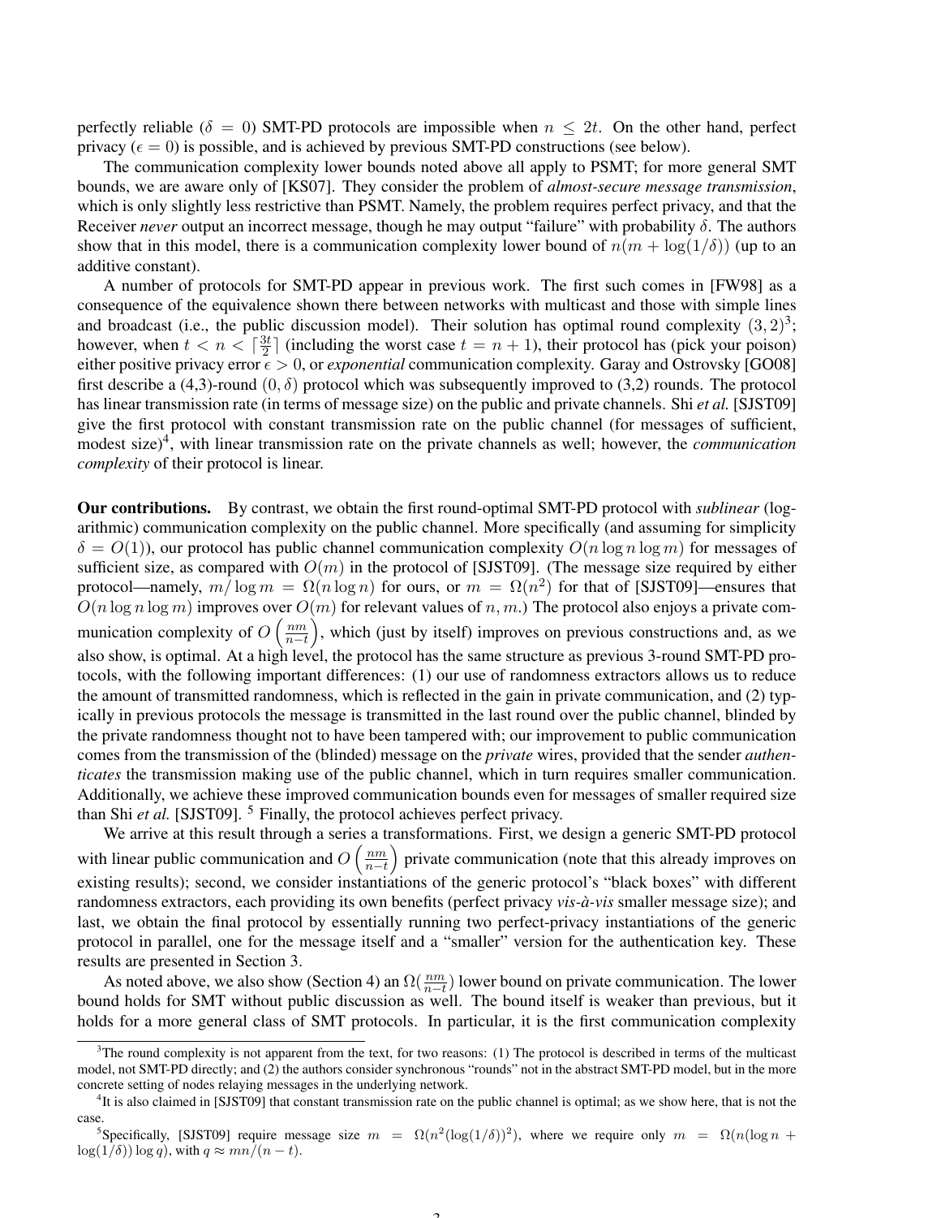perfectly reliable ($\delta = 0$) SMT-PD protocols are impossible when $n \leq 2t$. On the other hand, perfect privacy ($\epsilon = 0$) is possible, and is achieved by previous SMT-PD constructions (see below).

The communication complexity lower bounds noted above all apply to PSMT; for more general SMT bounds, we are aware only of [KS07]. They consider the problem of *almost-secure message transmission*, which is only slightly less restrictive than PSMT. Namely, the problem requires perfect privacy, and that the Receiver *never* output an incorrect message, though he may output "failure" with probability $\delta$. The authors show that in this model, there is a communication complexity lower bound of $n(m + \log(1/\delta))$ (up to an additive constant).

A number of protocols for SMT-PD appear in previous work. The first such comes in [FW98] as a consequence of the equivalence shown there between networks with multicast and those with simple lines and broadcast (i.e., the public discussion model). Their solution has optimal round complexity $(3, 2)$[3]; however, when $t < n < \lceil \frac{3t}{2} \rceil$ (including the worst case $t = n + 1$), their protocol has (pick your poison) either positive privacy error $\epsilon > 0$, or *exponential* communication complexity. Garay and Ostrovsky [GO08] first describe a (4,3)-round $(0, \delta)$ protocol which was subsequently improved to (3,2) rounds. The protocol has linear transmission rate (in terms of message size) on the public and private channels. Shi *et al.* [SJST09] give the first protocol with constant transmission rate on the public channel (for messages of sufficient, modest size)[4], with linear transmission rate on the private channels as well; however, the *communication complexity* of their protocol is linear.

**Our contributions.** By contrast, we obtain the first round-optimal SMT-PD protocol with *sublinear* (logarithmic) communication complexity on the public channel. More specifically (and assuming for simplicity $\delta = O(1)$), our protocol has public channel communication complexity $O(n \log n \log m)$ for messages of sufficient size, as compared with $O(m)$ in the protocol of [SJST09]. (The message size required by either protocol—namely, $m/\log m = \Omega(n \log n)$ for ours, or $m = \Omega(n^2)$ for that of [SJST09]—ensures that $O(n \log n \log m)$ improves over $O(m)$ for relevant values of $n, m$.) The protocol also enjoys a private communication complexity of $O\left(\frac{nm}{n-t}\right)$, which (just by itself) improves on previous constructions and, as we also show, is optimal. At a high level, the protocol has the same structure as previous 3-round SMT-PD protocols, with the following important differences: (1) our use of randomness extractors allows us to reduce the amount of transmitted randomness, which is reflected in the gain in private communication, and (2) typically in previous protocols the message is transmitted in the last round over the public channel, blinded by the private randomness thought not to have been tampered with; our improvement to public communication comes from the transmission of the (blinded) message on the *private* wires, provided that the sender *authenticates* the transmission making use of the public channel, which in turn requires smaller communication. Additionally, we achieve these improved communication bounds even for messages of smaller required size than Shi *et al.* [SJST09]. [5] Finally, the protocol achieves perfect privacy.

We arrive at this result through a series a transformations. First, we design a generic SMT-PD protocol with linear public communication and $O\left(\frac{nm}{n-t}\right)$ private communication (note that this already improves on existing results); second, we consider instantiations of the generic protocol's "black boxes" with different randomness extractors, each providing its own benefits (perfect privacy *vis-à-vis* smaller message size); and last, we obtain the final protocol by essentially running two perfect-privacy instantiations of the generic protocol in parallel, one for the message itself and a "smaller" version for the authentication key. These results are presented in Section 3.

As noted above, we also show (Section 4) an $\Omega(\frac{nm}{n-t})$ lower bound on private communication. The lower bound holds for SMT without public discussion as well. The bound itself is weaker than previous, but it holds for a more general class of SMT protocols. In particular, it is the first communication complexity

[3]The round complexity is not apparent from the text, for two reasons: (1) The protocol is described in terms of the multicast model, not SMT-PD directly; and (2) the authors consider synchronous "rounds" not in the abstract SMT-PD model, but in the more concrete setting of nodes relaying messages in the underlying network.

[4]It is also claimed in [SJST09] that constant transmission rate on the public channel is optimal; as we show here, that is not the case.

[5]Specifically, [SJST09] require message size $m = \Omega(n^2(\log(1/\delta))^2)$, where we require only $m = \Omega(n(\log n + \log(1/\delta)) \log q)$, with $q \approx mn/(n-t)$.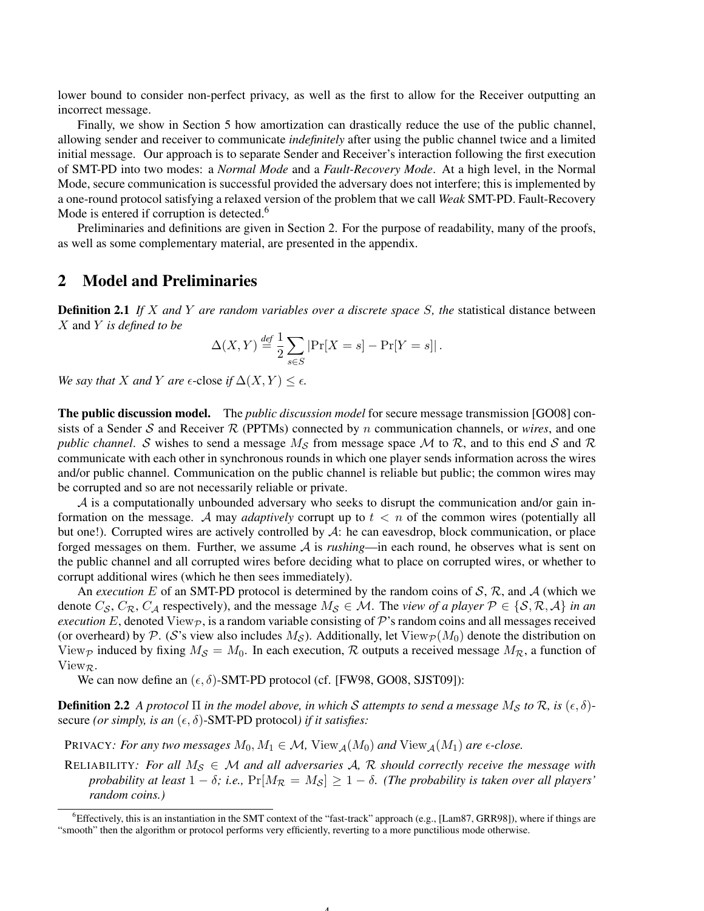lower bound to consider non-perfect privacy, as well as the first to allow for the Receiver outputting an incorrect message.

Finally, we show in Section 5 how amortization can drastically reduce the use of the public channel, allowing sender and receiver to communicate *indefinitely* after using the public channel twice and a limited initial message. Our approach is to separate Sender and Receiver's interaction following the first execution of SMT-PD into two modes: a *Normal Mode* and a *Fault-Recovery Mode*. At a high level, in the Normal Mode, secure communication is successful provided the adversary does not interfere; this is implemented by a one-round protocol satisfying a relaxed version of the problem that we call *Weak* SMT-PD. Fault-Recovery Mode is entered if corruption is detected.[6]

Preliminaries and definitions are given in Section 2. For the purpose of readability, many of the proofs, as well as some complementary material, are presented in the appendix.

## 2 Model and Preliminaries

**Definition 2.1** *If $X$ and $Y$ are random variables over a discrete space $S$, the* statistical distance between $X$ and $Y$ *is defined to be*

$$\Delta(X,Y) \stackrel{def}{=} \frac{1}{2}\sum_{s\in S} |\Pr[X=s] - \Pr[Y=s]|\,.$$

*We say that $X$ and $Y$ are $\epsilon$-close if $\Delta(X,Y) \leq \epsilon$.*

**The public discussion model.** The *public discussion model* for secure message transmission [GO08] consists of a Sender $\mathcal{S}$ and Receiver $\mathcal{R}$ (PPTMs) connected by $n$ communication channels, or *wires*, and one *public channel*. $\mathcal{S}$ wishes to send a message $M_{\mathcal{S}}$ from message space $\mathcal{M}$ to $\mathcal{R}$, and to this end $\mathcal{S}$ and $\mathcal{R}$ communicate with each other in synchronous rounds in which one player sends information across the wires and/or public channel. Communication on the public channel is reliable but public; the common wires may be corrupted and so are not necessarily reliable or private.

$\mathcal{A}$ is a computationally unbounded adversary who seeks to disrupt the communication and/or gain information on the message. $\mathcal{A}$ may *adaptively* corrupt up to $t < n$ of the common wires (potentially all but one!). Corrupted wires are actively controlled by $\mathcal{A}$: he can eavesdrop, block communication, or place forged messages on them. Further, we assume $\mathcal{A}$ is *rushing*—in each round, he observes what is sent on the public channel and all corrupted wires before deciding what to place on corrupted wires, or whether to corrupt additional wires (which he then sees immediately).

An *execution* $E$ of an SMT-PD protocol is determined by the random coins of $\mathcal{S}$, $\mathcal{R}$, and $\mathcal{A}$ (which we denote $C_{\mathcal{S}}$, $C_{\mathcal{R}}$, $C_{\mathcal{A}}$ respectively), and the message $M_{\mathcal{S}} \in \mathcal{M}$. The *view of a player $\mathcal{P} \in \{\mathcal{S}, \mathcal{R}, \mathcal{A}\}$ in an execution $E$*, denoted $\mathrm{View}_{\mathcal{P}}$, is a random variable consisting of $\mathcal{P}$'s random coins and all messages received (or overheard) by $\mathcal{P}$. ($\mathcal{S}$'s view also includes $M_{\mathcal{S}}$). Additionally, let $\mathrm{View}_{\mathcal{P}}(M_0)$ denote the distribution on $\mathrm{View}_{\mathcal{P}}$ induced by fixing $M_{\mathcal{S}} = M_0$. In each execution, $\mathcal{R}$ outputs a received message $M_{\mathcal{R}}$, a function of $\mathrm{View}_{\mathcal{R}}$.

We can now define an $(\epsilon, \delta)$-SMT-PD protocol (cf. [FW98, GO08, SJST09]):

**Definition 2.2** *A protocol $\Pi$ in the model above, in which $\mathcal{S}$ attempts to send a message $M_{\mathcal{S}}$ to $\mathcal{R}$, is $(\epsilon, \delta)$-*secure *(or simply, is an $(\epsilon, \delta)$-*SMT-PD protocol*) if it satisfies:*

PRIVACY*: For any two messages $M_0, M_1 \in \mathcal{M}$, $\mathrm{View}_{\mathcal{A}}(M_0)$ and $\mathrm{View}_{\mathcal{A}}(M_1)$ are $\epsilon$-close.*

RELIABILITY*: For all $M_{\mathcal{S}} \in \mathcal{M}$ and all adversaries $\mathcal{A}$, $\mathcal{R}$ should correctly receive the message with probability at least $1 - \delta$; i.e., $\Pr[M_{\mathcal{R}} = M_{\mathcal{S}}] \geq 1 - \delta$. (The probability is taken over all players' random coins.)*

---

[6] Effectively, this is an instantiation in the SMT context of the "fast-track" approach (e.g., [Lam87, GRR98]), where if things are "smooth" then the algorithm or protocol performs very efficiently, reverting to a more punctilious mode otherwise.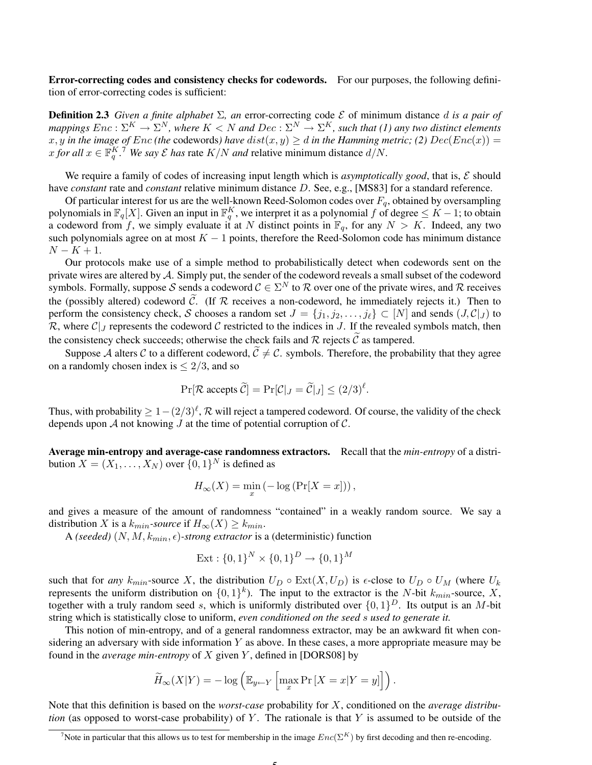**Error-correcting codes and consistency checks for codewords.** For our purposes, the following definition of error-correcting codes is sufficient:

**Definition 2.3** *Given a finite alphabet* $\Sigma$*, an* error-correcting code $\mathcal{E}$ of minimum distance $d$ *is a pair of mappings* $Enc : \Sigma^K \to \Sigma^N$*, where* $K < N$ *and* $Dec : \Sigma^N \to \Sigma^K$*, such that (1) any two distinct elements* $x, y$ *in the image of* $Enc$ *(the* codewords*) have* $dist(x, y) \geq d$ *in the Hamming metric; (2)* $Dec(Enc(x)) = x$ *for all* $x \in \mathbb{F}_q^K$*.*[7] *We say* $\mathcal{E}$ *has* rate $K/N$ *and* relative minimum distance $d/N$.

We require a family of codes of increasing input length which is *asymptotically good*, that is, $\mathcal{E}$ should have *constant* rate and *constant* relative minimum distance $D$. See, e.g., [MS83] for a standard reference.

Of particular interest for us are the well-known Reed-Solomon codes over $F_q$, obtained by oversampling polynomials in $\mathbb{F}_q[X]$. Given an input in $\mathbb{F}_q^K$, we interpret it as a polynomial $f$ of degree $\leq K-1$; to obtain a codeword from $f$, we simply evaluate it at $N$ distinct points in $\mathbb{F}_q$, for any $N > K$. Indeed, any two such polynomials agree on at most $K-1$ points, therefore the Reed-Solomon code has minimum distance $N - K + 1$.

Our protocols make use of a simple method to probabilistically detect when codewords sent on the private wires are altered by $\mathcal{A}$. Simply put, the sender of the codeword reveals a small subset of the codeword symbols. Formally, suppose $\mathcal{S}$ sends a codeword $\mathcal{C} \in \Sigma^N$ to $\mathcal{R}$ over one of the private wires, and $\mathcal{R}$ receives the (possibly altered) codeword $\widetilde{\mathcal{C}}$. (If $\mathcal{R}$ receives a non-codeword, he immediately rejects it.) Then to perform the consistency check, $\mathcal{S}$ chooses a random set $J = \{j_1, j_2, \ldots, j_\ell\} \subset [N]$ and sends $(J, \mathcal{C}|_J)$ to $\mathcal{R}$, where $\mathcal{C}|_J$ represents the codeword $\mathcal{C}$ restricted to the indices in $J$. If the revealed symbols match, then the consistency check succeeds; otherwise the check fails and $\mathcal{R}$ rejects $\widetilde{\mathcal{C}}$ as tampered.

Suppose $\mathcal{A}$ alters $\mathcal{C}$ to a different codeword, $\widetilde{\mathcal{C}} \neq \mathcal{C}$. symbols. Therefore, the probability that they agree on a randomly chosen index is $\leq 2/3$, and so

$$\Pr[\mathcal{R} \text{ accepts } \widetilde{\mathcal{C}}] = \Pr[\mathcal{C}|_J = \widetilde{\mathcal{C}}|_J] \leq (2/3)^\ell.$$

Thus, with probability $\geq 1 - (2/3)^\ell$, $\mathcal{R}$ will reject a tampered codeword. Of course, the validity of the check depends upon $\mathcal{A}$ not knowing $J$ at the time of potential corruption of $\mathcal{C}$.

**Average min-entropy and average-case randomness extractors.** Recall that the *min-entropy* of a distribution $X = (X_1, \ldots, X_N)$ over $\{0,1\}^N$ is defined as

$$H_\infty(X) = \min_x \left(-\log\left(\Pr[X = x]\right)\right),$$

and gives a measure of the amount of randomness "contained" in a weakly random source. We say a distribution $X$ is a $k_{min}$*-source* if $H_\infty(X) \geq k_{min}$.

A *(seeded)* $(N, M, k_{min}, \epsilon)$*-strong extractor* is a (deterministic) function

$$\text{Ext} : \{0,1\}^N \times \{0,1\}^D \to \{0,1\}^M$$

such that for *any* $k_{min}$-source $X$, the distribution $U_D \circ \text{Ext}(X, U_D)$ is $\epsilon$-close to $U_D \circ U_M$ (where $U_k$ represents the uniform distribution on $\{0,1\}^k$). The input to the extractor is the $N$-bit $k_{min}$-source, $X$, together with a truly random seed $s$, which is uniformly distributed over $\{0,1\}^D$. Its output is an $M$-bit string which is statistically close to uniform, *even conditioned on the seed s used to generate it.*

This notion of min-entropy, and of a general randomness extractor, may be an awkward fit when considering an adversary with side information $Y$ as above. In these cases, a more appropriate measure may be found in the *average min-entropy* of $X$ given $Y$, defined in [DORS08] by

$$\widetilde{H}_\infty(X|Y) = -\log\left(\mathbb{E}_{y \leftarrow Y}\left[\max_x \Pr\left[X = x | Y = y\right]\right]\right).$$

Note that this definition is based on the *worst-case* probability for $X$, conditioned on the *average distribution* (as opposed to worst-case probability) of $Y$. The rationale is that $Y$ is assumed to be outside of the

[7] Note in particular that this allows us to test for membership in the image $Enc(\Sigma^K)$ by first decoding and then re-encoding.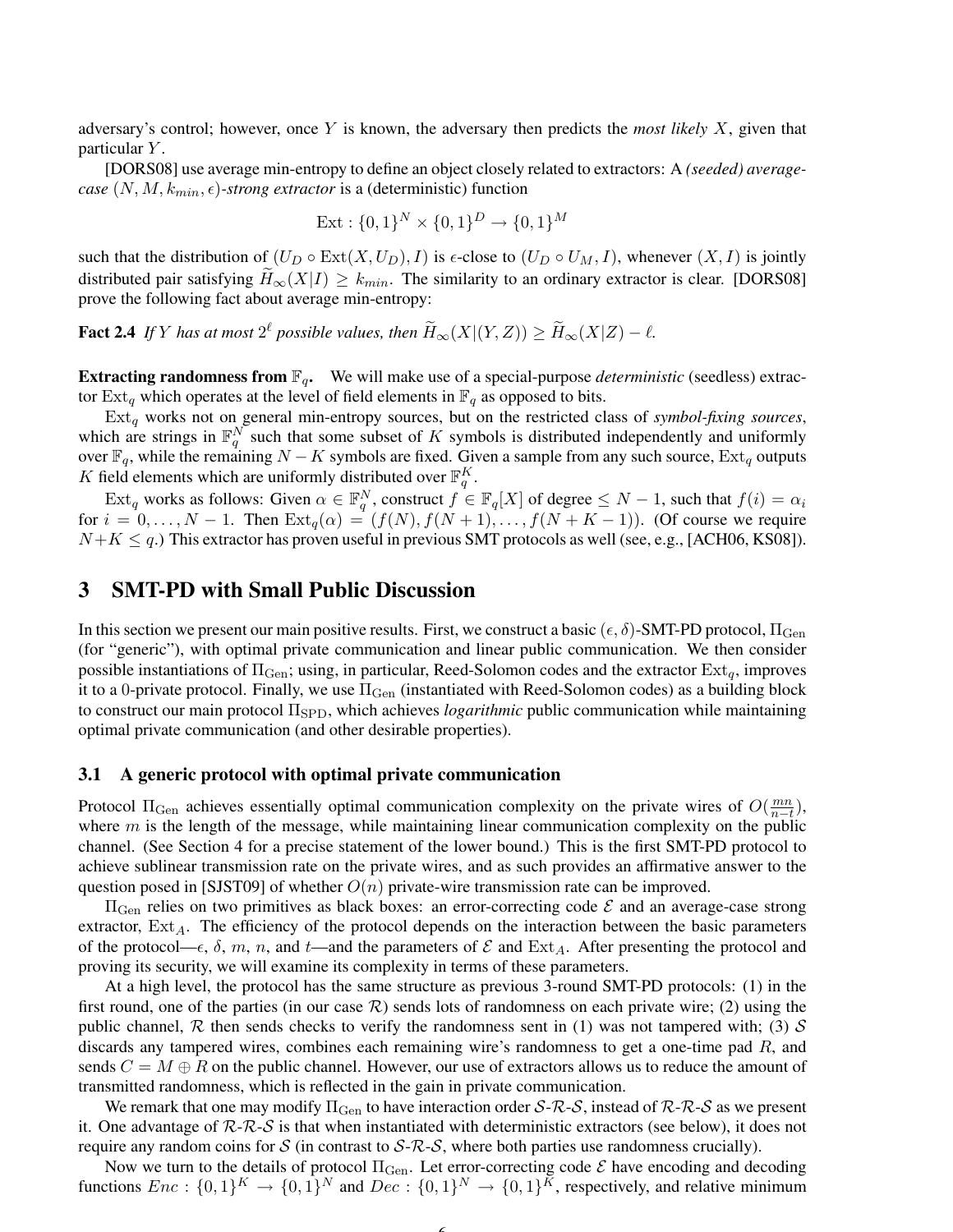adversary's control; however, once $Y$ is known, the adversary then predicts the *most likely* $X$, given that particular $Y$.

[DORS08] use average min-entropy to define an object closely related to extractors: A *(seeded) average-case* $(N, M, k_{min}, \epsilon)$*-strong extractor* is a (deterministic) function

$$\text{Ext} : \{0,1\}^N \times \{0,1\}^D \to \{0,1\}^M$$

such that the distribution of $(U_D \circ \text{Ext}(X, U_D), I)$ is $\epsilon$-close to $(U_D \circ U_M, I)$, whenever $(X, I)$ is jointly distributed pair satisfying $\widetilde{H}_\infty(X|I) \geq k_{min}$. The similarity to an ordinary extractor is clear. [DORS08] prove the following fact about average min-entropy:

**Fact 2.4** *If $Y$ has at most $2^\ell$ possible values, then $\widetilde{H}_\infty(X|(Y, Z)) \geq \widetilde{H}_\infty(X|Z) - \ell$.*

**Extracting randomness from $\mathbb{F}_q$.** We will make use of a special-purpose *deterministic* (seedless) extractor $\text{Ext}_q$ which operates at the level of field elements in $\mathbb{F}_q$ as opposed to bits.

$\text{Ext}_q$ works not on general min-entropy sources, but on the restricted class of *symbol-fixing sources*, which are strings in $\mathbb{F}_q^N$ such that some subset of $K$ symbols is distributed independently and uniformly over $\mathbb{F}_q$, while the remaining $N - K$ symbols are fixed. Given a sample from any such source, $\text{Ext}_q$ outputs $K$ field elements which are uniformly distributed over $\mathbb{F}_q^K$.

$\text{Ext}_q$ works as follows: Given $\alpha \in \mathbb{F}_q^N$, construct $f \in \mathbb{F}_q[X]$ of degree $\leq N - 1$, such that $f(i) = \alpha_i$ for $i = 0, \ldots, N-1$. Then $\text{Ext}_q(\alpha) = (f(N), f(N+1), \ldots, f(N+K-1))$. (Of course we require $N + K \leq q$.) This extractor has proven useful in previous SMT protocols as well (see, e.g., [ACH06, KS08]).

# 3 SMT-PD with Small Public Discussion

In this section we present our main positive results. First, we construct a basic $(\epsilon, \delta)$-SMT-PD protocol, $\Pi_{\text{Gen}}$ (for "generic"), with optimal private communication and linear public communication. We then consider possible instantiations of $\Pi_{\text{Gen}}$; using, in particular, Reed-Solomon codes and the extractor $\text{Ext}_q$, improves it to a 0-private protocol. Finally, we use $\Pi_{\text{Gen}}$ (instantiated with Reed-Solomon codes) as a building block to construct our main protocol $\Pi_{\text{SPD}}$, which achieves *logarithmic* public communication while maintaining optimal private communication (and other desirable properties).

## 3.1 A generic protocol with optimal private communication

Protocol $\Pi_{\text{Gen}}$ achieves essentially optimal communication complexity on the private wires of $O(\frac{mn}{n-t})$, where $m$ is the length of the message, while maintaining linear communication complexity on the public channel. (See Section 4 for a precise statement of the lower bound.) This is the first SMT-PD protocol to achieve sublinear transmission rate on the private wires, and as such provides an affirmative answer to the question posed in [SJST09] of whether $O(n)$ private-wire transmission rate can be improved.

$\Pi_{\text{Gen}}$ relies on two primitives as black boxes: an error-correcting code $\mathcal{E}$ and an average-case strong extractor, $\text{Ext}_A$. The efficiency of the protocol depends on the interaction between the basic parameters of the protocol—$\epsilon$, $\delta$, $m$, $n$, and $t$—and the parameters of $\mathcal{E}$ and $\text{Ext}_A$. After presenting the protocol and proving its security, we will examine its complexity in terms of these parameters.

At a high level, the protocol has the same structure as previous 3-round SMT-PD protocols: (1) in the first round, one of the parties (in our case $\mathcal{R}$) sends lots of randomness on each private wire; (2) using the public channel, $\mathcal{R}$ then sends checks to verify the randomness sent in (1) was not tampered with; (3) $\mathcal{S}$ discards any tampered wires, combines each remaining wire's randomness to get a one-time pad $R$, and sends $C = M \oplus R$ on the public channel. However, our use of extractors allows us to reduce the amount of transmitted randomness, which is reflected in the gain in private communication.

We remark that one may modify $\Pi_{\text{Gen}}$ to have interaction order $\mathcal{S}$-$\mathcal{R}$-$\mathcal{S}$, instead of $\mathcal{R}$-$\mathcal{R}$-$\mathcal{S}$ as we present it. One advantage of $\mathcal{R}$-$\mathcal{R}$-$\mathcal{S}$ is that when instantiated with deterministic extractors (see below), it does not require any random coins for $\mathcal{S}$ (in contrast to $\mathcal{S}$-$\mathcal{R}$-$\mathcal{S}$, where both parties use randomness crucially).

Now we turn to the details of protocol $\Pi_{\text{Gen}}$. Let error-correcting code $\mathcal{E}$ have encoding and decoding functions $Enc : \{0,1\}^K \to \{0,1\}^N$ and $Dec : \{0,1\}^N \to \{0,1\}^K$, respectively, and relative minimum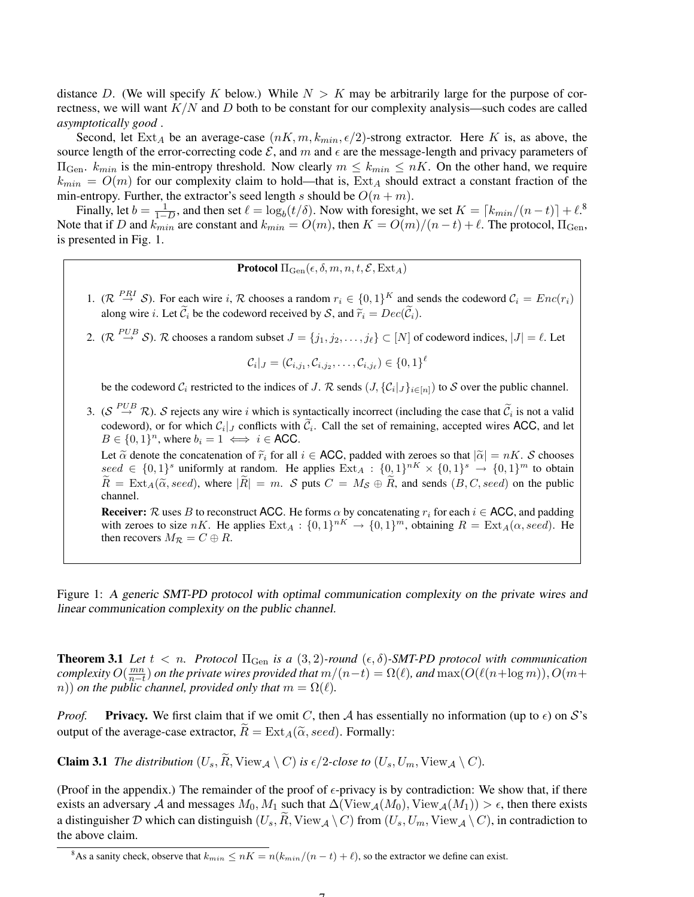distance $D$. (We will specify $K$ below.) While $N > K$ may be arbitrarily large for the purpose of correctness, we will want $K/N$ and $D$ both to be constant for our complexity analysis—such codes are called *asymptotically good* .

Second, let $\mathrm{Ext}_A$ be an average-case $(nK, m, k_{min}, \epsilon/2)$-strong extractor. Here $K$ is, as above, the source length of the error-correcting code $\mathcal{E}$, and $m$ and $\epsilon$ are the message-length and privacy parameters of $\Pi_{\mathrm{Gen}}$. $k_{min}$ is the min-entropy threshold. Now clearly $m \leq k_{min} \leq nK$. On the other hand, we require $k_{min} = O(m)$ for our complexity claim to hold—that is, $\mathrm{Ext}_A$ should extract a constant fraction of the min-entropy. Further, the extractor's seed length $s$ should be $O(n + m)$.

Finally, let $b = \frac{1}{1-D}$, and then set $\ell = \log_b(t/\delta)$. Now with foresight, we set $K = \lceil k_{min}/(n-t) \rceil + \ell$.[8] Note that if $D$ and $k_{min}$ are constant and $k_{min} = O(m)$, then $K = O(m)/(n-t) + \ell$. The protocol, $\Pi_{\mathrm{Gen}}$, is presented in Fig. 1.

**Protocol** $\Pi_{\mathrm{Gen}}(\epsilon, \delta, m, n, t, \mathcal{E}, \mathrm{Ext}_A)$

1. ($\mathcal{R} \overset{PRI}{\to} \mathcal{S}$). For each wire $i$, $\mathcal{R}$ chooses a random $r_i \in \{0,1\}^K$ and sends the codeword $\mathcal{C}_i = Enc(r_i)$ along wire $i$. Let $\widetilde{\mathcal{C}}_i$ be the codeword received by $\mathcal{S}$, and $\widetilde{r}_i = Dec(\widetilde{\mathcal{C}}_i)$.

2. ($\mathcal{R} \overset{PUB}{\to} \mathcal{S}$). $\mathcal{R}$ chooses a random subset $J = \{j_1, j_2, \ldots, j_\ell\} \subset [N]$ of codeword indices, $|J| = \ell$. Let
$$\mathcal{C}_i|_J = (\mathcal{C}_{i,j_1}, \mathcal{C}_{i,j_2}, \ldots, \mathcal{C}_{i,j_\ell}) \in \{0,1\}^\ell$$
be the codeword $\mathcal{C}_i$ restricted to the indices of $J$. $\mathcal{R}$ sends $(J, \{\mathcal{C}_i|_J\}_{i\in[n]})$ to $\mathcal{S}$ over the public channel.

3. ($\mathcal{S} \overset{PUB}{\to} \mathcal{R}$). $\mathcal{S}$ rejects any wire $i$ which is syntactically incorrect (including the case that $\widetilde{\mathcal{C}}_i$ is not a valid codeword), or for which $\mathcal{C}_i|_J$ conflicts with $\widetilde{\mathcal{C}}_i$. Call the set of remaining, accepted wires $\mathsf{ACC}$, and let $B \in \{0,1\}^n$, where $b_i = 1 \iff i \in \mathsf{ACC}$.

   Let $\widetilde{\alpha}$ denote the concatenation of $\widetilde{r}_i$ for all $i \in \mathsf{ACC}$, padded with zeroes so that $|\widetilde{\alpha}| = nK$. $\mathcal{S}$ chooses $seed \in \{0,1\}^s$ uniformly at random. He applies $\mathrm{Ext}_A : \{0,1\}^{nK} \times \{0,1\}^s \to \{0,1\}^m$ to obtain $\widetilde{R} = \mathrm{Ext}_A(\widetilde{\alpha}, seed)$, where $|\widetilde{R}| = m$. $\mathcal{S}$ puts $C = M_{\mathcal{S}} \oplus \widetilde{R}$, and sends $(B, C, seed)$ on the public channel.

   **Receiver:** $\mathcal{R}$ uses $B$ to reconstruct $\mathsf{ACC}$. He forms $\alpha$ by concatenating $r_i$ for each $i \in \mathsf{ACC}$, and padding with zeroes to size $nK$. He applies $\mathrm{Ext}_A : \{0,1\}^{nK} \to \{0,1\}^m$, obtaining $R = \mathrm{Ext}_A(\alpha, seed)$. He then recovers $M_{\mathcal{R}} = C \oplus R$.

Figure 1: *A generic SMT-PD protocol with optimal communication complexity on the private wires and linear communication complexity on the public channel.*

**Theorem 3.1** *Let $t < n$. Protocol $\Pi_{\mathrm{Gen}}$ is a $(3,2)$-round $(\epsilon, \delta)$-SMT-PD protocol with communication complexity $O(\frac{mn}{n-t})$ on the private wires provided that $m/(n-t) = \Omega(\ell)$, and $\max(O(\ell(n+\log m)), O(m+n))$ on the public channel, provided only that $m = \Omega(\ell)$.*

*Proof.* **Privacy.** We first claim that if we omit $C$, then $\mathcal{A}$ has essentially no information (up to $\epsilon$) on $\mathcal{S}$'s output of the average-case extractor, $\widetilde{R} = \mathrm{Ext}_A(\widetilde{\alpha}, seed)$. Formally:

**Claim 3.1** *The distribution $(U_s, \widetilde{R}, \mathrm{View}_{\mathcal{A}} \setminus C)$ is $\epsilon/2$-close to $(U_s, U_m, \mathrm{View}_{\mathcal{A}} \setminus C)$.*

(Proof in the appendix.) The remainder of the proof of $\epsilon$-privacy is by contradiction: We show that, if there exists an adversary $\mathcal{A}$ and messages $M_0, M_1$ such that $\Delta(\mathrm{View}_{\mathcal{A}}(M_0), \mathrm{View}_{\mathcal{A}}(M_1)) > \epsilon$, then there exists a distinguisher $\mathcal{D}$ which can distinguish $(U_s, \widetilde{R}, \mathrm{View}_{\mathcal{A}} \setminus C)$ from $(U_s, U_m, \mathrm{View}_{\mathcal{A}} \setminus C)$, in contradiction to the above claim.

[8] As a sanity check, observe that $k_{min} \leq nK = n(k_{min}/(n-t) + \ell)$, so the extractor we define can exist.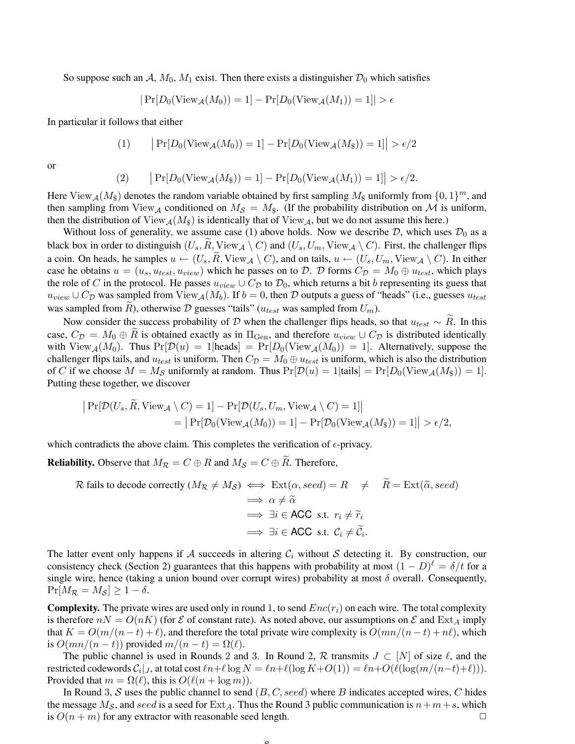So suppose such an $\mathcal{A}$, $M_0$, $M_1$ exist. Then there exists a distinguisher $\mathcal{D}_0$ which satisfies

$$|\Pr[D_0(\text{View}_{\mathcal{A}}(M_0)) = 1] - \Pr[D_0(\text{View}_{\mathcal{A}}(M_1)) = 1]| > \epsilon$$

In particular it follows that either

$$(1) \qquad \left|\Pr[D_0(\text{View}_{\mathcal{A}}(M_0)) = 1] - \Pr[D_0(\text{View}_{\mathcal{A}}(M_\$)) = 1]\right| > \epsilon/2$$

or

$$(2) \qquad \left|\Pr[D_0(\text{View}_{\mathcal{A}}(M_\$)) = 1] - \Pr[D_0(\text{View}_{\mathcal{A}}(M_1)) = 1]\right| > \epsilon/2.$$

Here $\text{View}_{\mathcal{A}}(M_\$)$ denotes the random variable obtained by first sampling $M_\$$ uniformly from $\{0,1\}^m$, and then sampling from $\text{View}_{\mathcal{A}}$ conditioned on $M_{\mathcal{S}} = M_\$$. (If the probability distribution on $\mathcal{M}$ is uniform, then the distribution of $\text{View}_{\mathcal{A}}(M_\$)$ is identically that of $\text{View}_{\mathcal{A}}$, but we do not assume this here.)

Without loss of generality, we assume case (1) above holds. Now we describe $\mathcal{D}$, which uses $\mathcal{D}_0$ as a black box in order to distinguish $(U_s, \widetilde{R}, \text{View}_{\mathcal{A}} \setminus C)$ and $(U_s, U_m, \text{View}_{\mathcal{A}} \setminus C)$. First, the challenger flips a coin. On heads, he samples $u \leftarrow (U_s, \widetilde{R}, \text{View}_{\mathcal{A}} \setminus C)$, and on tails, $u \leftarrow (U_s, U_m, \text{View}_{\mathcal{A}} \setminus C)$. In either case he obtains $u = (u_s, u_{test}, u_{view})$ which he passes on to $\mathcal{D}$. $\mathcal{D}$ forms $C_{\mathcal{D}} = M_0 \oplus u_{test}$, which plays the role of $C$ in the protocol. He passes $u_{view} \cup C_{\mathcal{D}}$ to $\mathcal{D}_0$, which returns a bit $b$ representing its guess that $u_{view} \cup C_{\mathcal{D}}$ was sampled from $\text{View}_{\mathcal{A}}(M_b)$. If $b = 0$, then $\mathcal{D}$ outputs a guess of "heads" (i.e., guesses $u_{test}$ was sampled from $\widetilde{R}$), otherwise $\mathcal{D}$ guesses "tails" ($u_{test}$ was sampled from $U_m$).

Now consider the success probability of $\mathcal{D}$ when the challenger flips heads, so that $u_{test} \sim \widetilde{R}$. In this case, $C_{\mathcal{D}} = M_0 \oplus \widetilde{R}$ is obtained exactly as in $\Pi_{\text{Gen}}$, and therefore $u_{view} \cup C_{\mathcal{D}}$ is distributed identically with $\text{View}_{\mathcal{A}}(M_0)$. Thus $\Pr[\mathcal{D}(u) = 1|\text{heads}] = \Pr[D_0(\text{View}_{\mathcal{A}}(M_0)) = 1]$. Alternatively, suppose the challenger flips tails, and $u_{test}$ is uniform. Then $C_{\mathcal{D}} = M_0 \oplus u_{test}$ is uniform, which is also the distribution of $C$ if we choose $M = M_{\mathcal{S}}$ uniformly at random. Thus $\Pr[\mathcal{D}(u) = 1|\text{tails}] = \Pr[D_0(\text{View}_{\mathcal{A}}(M_\$)) = 1]$. Putting these together, we discover

$$\begin{aligned}
&\left|\Pr[\mathcal{D}(U_s, \widetilde{R}, \text{View}_{\mathcal{A}} \setminus C) = 1] - \Pr[\mathcal{D}(U_s, U_m, \text{View}_{\mathcal{A}} \setminus C) = 1]\right| \\
&\qquad = \left|\Pr[\mathcal{D}_0(\text{View}_{\mathcal{A}}(M_0)) = 1] - \Pr[\mathcal{D}_0(\text{View}_{\mathcal{A}}(M_\$)) = 1]\right| > \epsilon/2,
\end{aligned}$$

which contradicts the above claim. This completes the verification of $\epsilon$-privacy.

**Reliability.** Observe that $M_{\mathcal{R}} = C \oplus R$ and $M_{\mathcal{S}} = C \oplus \widetilde{R}$. Therefore,

$$\begin{aligned}
\mathcal{R} \text{ fails to decode correctly } (M_{\mathcal{R}} \neq M_{\mathcal{S}}) &\iff \text{Ext}(\alpha, seed) = R \quad \neq \quad \widetilde{R} = \text{Ext}(\widetilde{\alpha}, seed) \\
&\implies \alpha \neq \widetilde{\alpha} \\
&\implies \exists i \in \mathsf{ACC} \text{ s.t. } r_i \neq \widetilde{r}_i \\
&\implies \exists i \in \mathsf{ACC} \text{ s.t. } \mathcal{C}_i \neq \widetilde{\mathcal{C}}_i.
\end{aligned}$$

The latter event only happens if $\mathcal{A}$ succeeds in altering $\mathcal{C}_i$ without $\mathcal{S}$ detecting it. By construction, our consistency check (Section 2) guarantees that this happens with probability at most $(1 - D)^\ell = \delta/t$ for a single wire, hence (taking a union bound over corrupt wires) probability at most $\delta$ overall. Consequently, $\Pr[M_{\mathcal{R}} = M_{\mathcal{S}}] \geq 1 - \delta$.

**Complexity.** The private wires are used only in round 1, to send $Enc(r_i)$ on each wire. The total complexity is therefore $nN = O(nK)$ (for $\mathcal{E}$ of constant rate). As noted above, our assumptions on $\mathcal{E}$ and $\text{Ext}_A$ imply that $K = O(m/(n-t) + \ell)$, and therefore the total private wire complexity is $O(mn/(n-t) + n\ell)$, which is $O(mn/(n-t))$ provided $m/(n-t) = \Omega(\ell)$.

The public channel is used in Rounds 2 and 3. In Round 2, $\mathcal{R}$ transmits $J \subset [N]$ of size $\ell$, and the restricted codewords $\mathcal{C}_i|_J$, at total cost $\ell n + \ell \log N = \ell n + \ell(\log K + O(1)) = \ell n + O(\ell(\log(m/(n-t) + \ell)))$. Provided that $m = \Omega(\ell)$, this is $O(\ell(n + \log m))$.

In Round 3, $\mathcal{S}$ uses the public channel to send $(B, C, seed)$ where $B$ indicates accepted wires, $C$ hides the message $M_{\mathcal{S}}$, and $seed$ is a seed for $\text{Ext}_A$. Thus the Round 3 public communication is $n + m + s$, which is $O(n + m)$ for any extractor with reasonable seed length. □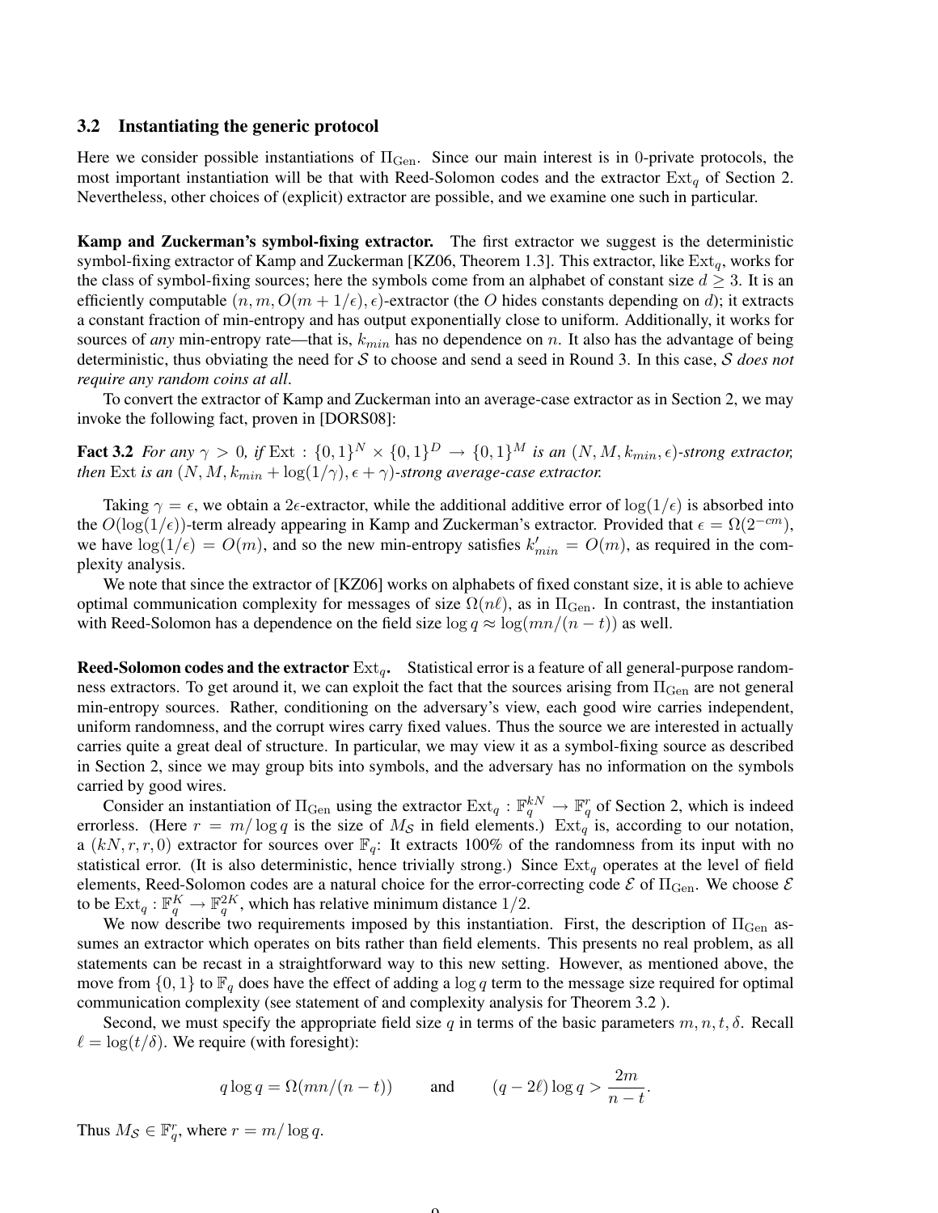### 3.2 Instantiating the generic protocol

Here we consider possible instantiations of $\Pi_{\text{Gen}}$. Since our main interest is in 0-private protocols, the most important instantiation will be that with Reed-Solomon codes and the extractor $\text{Ext}_q$ of Section 2. Nevertheless, other choices of (explicit) extractor are possible, and we examine one such in particular.

**Kamp and Zuckerman's symbol-fixing extractor.** The first extractor we suggest is the deterministic symbol-fixing extractor of Kamp and Zuckerman [KZ06, Theorem 1.3]. This extractor, like $\text{Ext}_q$, works for the class of symbol-fixing sources; here the symbols come from an alphabet of constant size $d \geq 3$. It is an efficiently computable $(n, m, O(m + 1/\epsilon), \epsilon)$-extractor (the $O$ hides constants depending on $d$); it extracts a constant fraction of min-entropy and has output exponentially close to uniform. Additionally, it works for sources of *any* min-entropy rate—that is, $k_{min}$ has no dependence on $n$. It also has the advantage of being deterministic, thus obviating the need for $\mathcal{S}$ to choose and send a seed in Round 3. In this case, $\mathcal{S}$ *does not require any random coins at all*.

To convert the extractor of Kamp and Zuckerman into an average-case extractor as in Section 2, we may invoke the following fact, proven in [DORS08]:

**Fact 3.2** *For any $\gamma > 0$, if $\text{Ext} : \{0,1\}^N \times \{0,1\}^D \to \{0,1\}^M$ is an $(N, M, k_{min}, \epsilon)$-strong extractor, then $\text{Ext}$ is an $(N, M, k_{min} + \log(1/\gamma), \epsilon + \gamma)$-strong average-case extractor.*

Taking $\gamma = \epsilon$, we obtain a $2\epsilon$-extractor, while the additional additive error of $\log(1/\epsilon)$ is absorbed into the $O(\log(1/\epsilon))$-term already appearing in Kamp and Zuckerman's extractor. Provided that $\epsilon = \Omega(2^{-cm})$, we have $\log(1/\epsilon) = O(m)$, and so the new min-entropy satisfies $k'_{min} = O(m)$, as required in the complexity analysis.

We note that since the extractor of [KZ06] works on alphabets of fixed constant size, it is able to achieve optimal communication complexity for messages of size $\Omega(n\ell)$, as in $\Pi_{\text{Gen}}$. In contrast, the instantiation with Reed-Solomon has a dependence on the field size $\log q \approx \log(mn/(n-t))$ as well.

**Reed-Solomon codes and the extractor $\text{Ext}_q$.** Statistical error is a feature of all general-purpose randomness extractors. To get around it, we can exploit the fact that the sources arising from $\Pi_{\text{Gen}}$ are not general min-entropy sources. Rather, conditioning on the adversary's view, each good wire carries independent, uniform randomness, and the corrupt wires carry fixed values. Thus the source we are interested in actually carries quite a great deal of structure. In particular, we may view it as a symbol-fixing source as described in Section 2, since we may group bits into symbols, and the adversary has no information on the symbols carried by good wires.

Consider an instantiation of $\Pi_{\text{Gen}}$ using the extractor $\text{Ext}_q : \mathbb{F}_q^{kN} \to \mathbb{F}_q^r$ of Section 2, which is indeed errorless. (Here $r = m/\log q$ is the size of $M_{\mathcal{S}}$ in field elements.) $\text{Ext}_q$ is, according to our notation, a $(kN, r, r, 0)$ extractor for sources over $\mathbb{F}_q$: It extracts 100% of the randomness from its input with no statistical error. (It is also deterministic, hence trivially strong.) Since $\text{Ext}_q$ operates at the level of field elements, Reed-Solomon codes are a natural choice for the error-correcting code $\mathcal{E}$ of $\Pi_{\text{Gen}}$. We choose $\mathcal{E}$ to be $\text{Ext}_q : \mathbb{F}_q^K \to \mathbb{F}_q^{2K}$, which has relative minimum distance $1/2$.

We now describe two requirements imposed by this instantiation. First, the description of $\Pi_{\text{Gen}}$ assumes an extractor which operates on bits rather than field elements. This presents no real problem, as all statements can be recast in a straightforward way to this new setting. However, as mentioned above, the move from $\{0,1\}$ to $\mathbb{F}_q$ does have the effect of adding a $\log q$ term to the message size required for optimal communication complexity (see statement of and complexity analysis for Theorem 3.2 ).

Second, we must specify the appropriate field size $q$ in terms of the basic parameters $m, n, t, \delta$. Recall $\ell = \log(t/\delta)$. We require (with foresight):

$$q \log q = \Omega(mn/(n-t)) \qquad \text{and} \qquad (q - 2\ell) \log q > \frac{2m}{n-t}.$$

Thus $M_{\mathcal{S}} \in \mathbb{F}_q^r$, where $r = m/\log q$.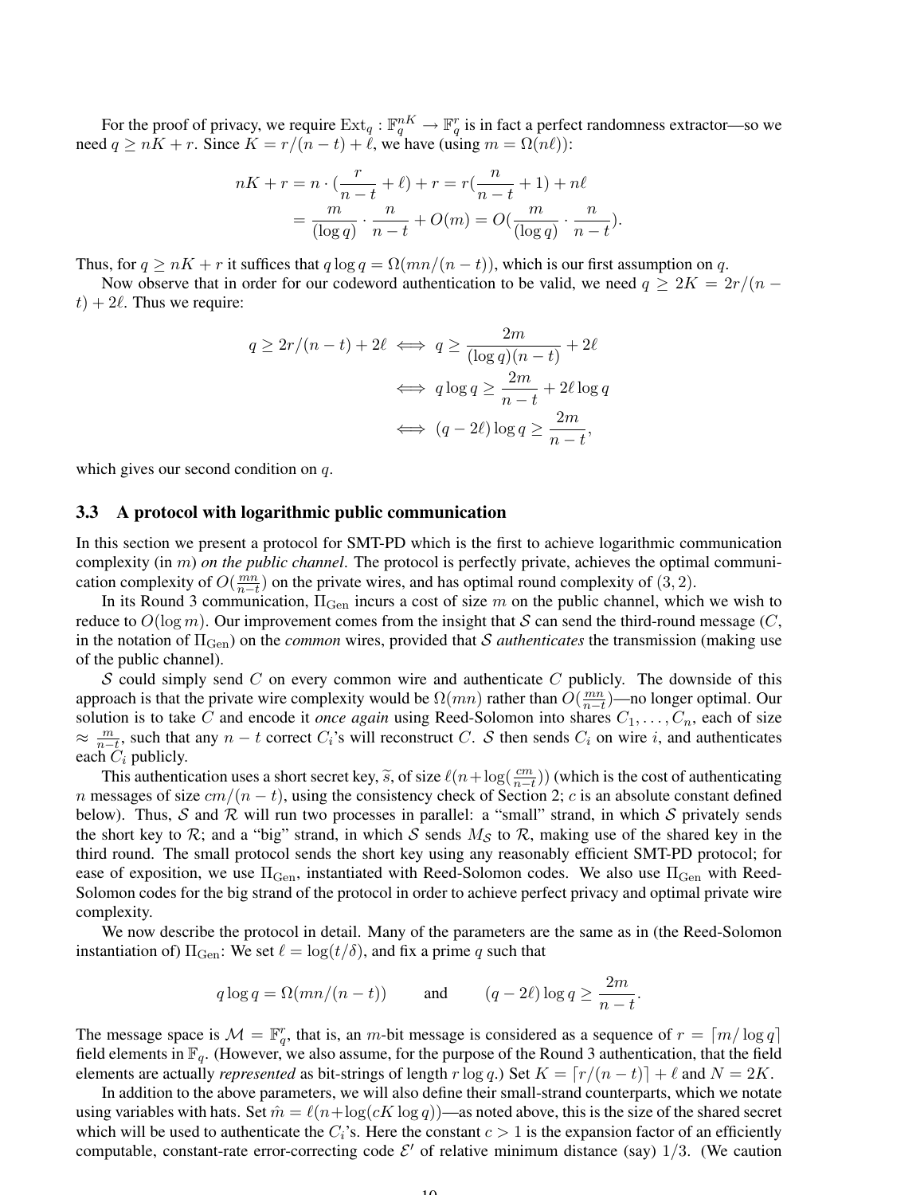For the proof of privacy, we require $\text{Ext}_q : \mathbb{F}_q^{nK} \to \mathbb{F}_q^r$ is in fact a perfect randomness extractor—so we need $q \geq nK + r$. Since $K = r/(n-t) + \ell$, we have (using $m = \Omega(n\ell)$):

$$
\begin{aligned}
nK + r = n \cdot (\frac{r}{n-t} + \ell) + r &= r(\frac{n}{n-t} + 1) + n\ell \\
&= \frac{m}{(\log q)} \cdot \frac{n}{n-t} + O(m) = O(\frac{m}{(\log q)} \cdot \frac{n}{n-t}).
\end{aligned}
$$

Thus, for $q \geq nK + r$ it suffices that $q \log q = \Omega(mn/(n-t))$, which is our first assumption on $q$.

Now observe that in order for our codeword authentication to be valid, we need $q \geq 2K = 2r/(n-t) + 2\ell$. Thus we require:

$$
\begin{aligned}
q \geq 2r/(n-t) + 2\ell \iff& q \geq \frac{2m}{(\log q)(n-t)} + 2\ell \\
\iff& q \log q \geq \frac{2m}{n-t} + 2\ell \log q \\
\iff& (q - 2\ell) \log q \geq \frac{2m}{n-t},
\end{aligned}
$$

which gives our second condition on $q$.

### 3.3 A protocol with logarithmic public communication

In this section we present a protocol for SMT-PD which is the first to achieve logarithmic communication complexity (in $m$) *on the public channel*. The protocol is perfectly private, achieves the optimal communication complexity of $O(\frac{mn}{n-t})$ on the private wires, and has optimal round complexity of $(3, 2)$.

In its Round 3 communication, $\Pi_{\text{Gen}}$ incurs a cost of size $m$ on the public channel, which we wish to reduce to $O(\log m)$. Our improvement comes from the insight that $\mathcal{S}$ can send the third-round message ($C$, in the notation of $\Pi_{\text{Gen}}$) on the *common* wires, provided that $\mathcal{S}$ *authenticates* the transmission (making use of the public channel).

$\mathcal{S}$ could simply send $C$ on every common wire and authenticate $C$ publicly. The downside of this approach is that the private wire complexity would be $\Omega(mn)$ rather than $O(\frac{mn}{n-t})$—no longer optimal. Our solution is to take $C$ and encode it *once again* using Reed-Solomon into shares $C_1, \ldots, C_n$, each of size $\approx \frac{m}{n-t}$, such that any $n-t$ correct $C_i$'s will reconstruct $C$. $\mathcal{S}$ then sends $C_i$ on wire $i$, and authenticates each $C_i$ publicly.

This authentication uses a short secret key, $\widetilde{s}$, of size $\ell(n + \log(\frac{cm}{n-t}))$ (which is the cost of authenticating $n$ messages of size $cm/(n-t)$, using the consistency check of Section 2; $c$ is an absolute constant defined below). Thus, $\mathcal{S}$ and $\mathcal{R}$ will run two processes in parallel: a "small" strand, in which $\mathcal{S}$ privately sends the short key to $\mathcal{R}$; and a "big" strand, in which $\mathcal{S}$ sends $M_{\mathcal{S}}$ to $\mathcal{R}$, making use of the shared key in the third round. The small protocol sends the short key using any reasonably efficient SMT-PD protocol; for ease of exposition, we use $\Pi_{\text{Gen}}$, instantiated with Reed-Solomon codes. We also use $\Pi_{\text{Gen}}$ with Reed-Solomon codes for the big strand of the protocol in order to achieve perfect privacy and optimal private wire complexity.

We now describe the protocol in detail. Many of the parameters are the same as in (the Reed-Solomon instantiation of) $\Pi_{\text{Gen}}$: We set $\ell = \log(t/\delta)$, and fix a prime $q$ such that

$$
q \log q = \Omega(mn/(n-t)) \qquad \text{and} \qquad (q - 2\ell) \log q \geq \frac{2m}{n-t}.
$$

The message space is $\mathcal{M} = \mathbb{F}_q^r$, that is, an $m$-bit message is considered as a sequence of $r = \lceil m/\log q \rceil$ field elements in $\mathbb{F}_q$. (However, we also assume, for the purpose of the Round 3 authentication, that the field elements are actually *represented* as bit-strings of length $r \log q$.) Set $K = \lceil r/(n-t) \rceil + \ell$ and $N = 2K$.

In addition to the above parameters, we will also define their small-strand counterparts, which we notate using variables with hats. Set $\hat{m} = \ell(n + \log(cK \log q))$—as noted above, this is the size of the shared secret which will be used to authenticate the $C_i$'s. Here the constant $c > 1$ is the expansion factor of an efficiently computable, constant-rate error-correcting code $\mathcal{E}'$ of relative minimum distance (say) $1/3$. (We caution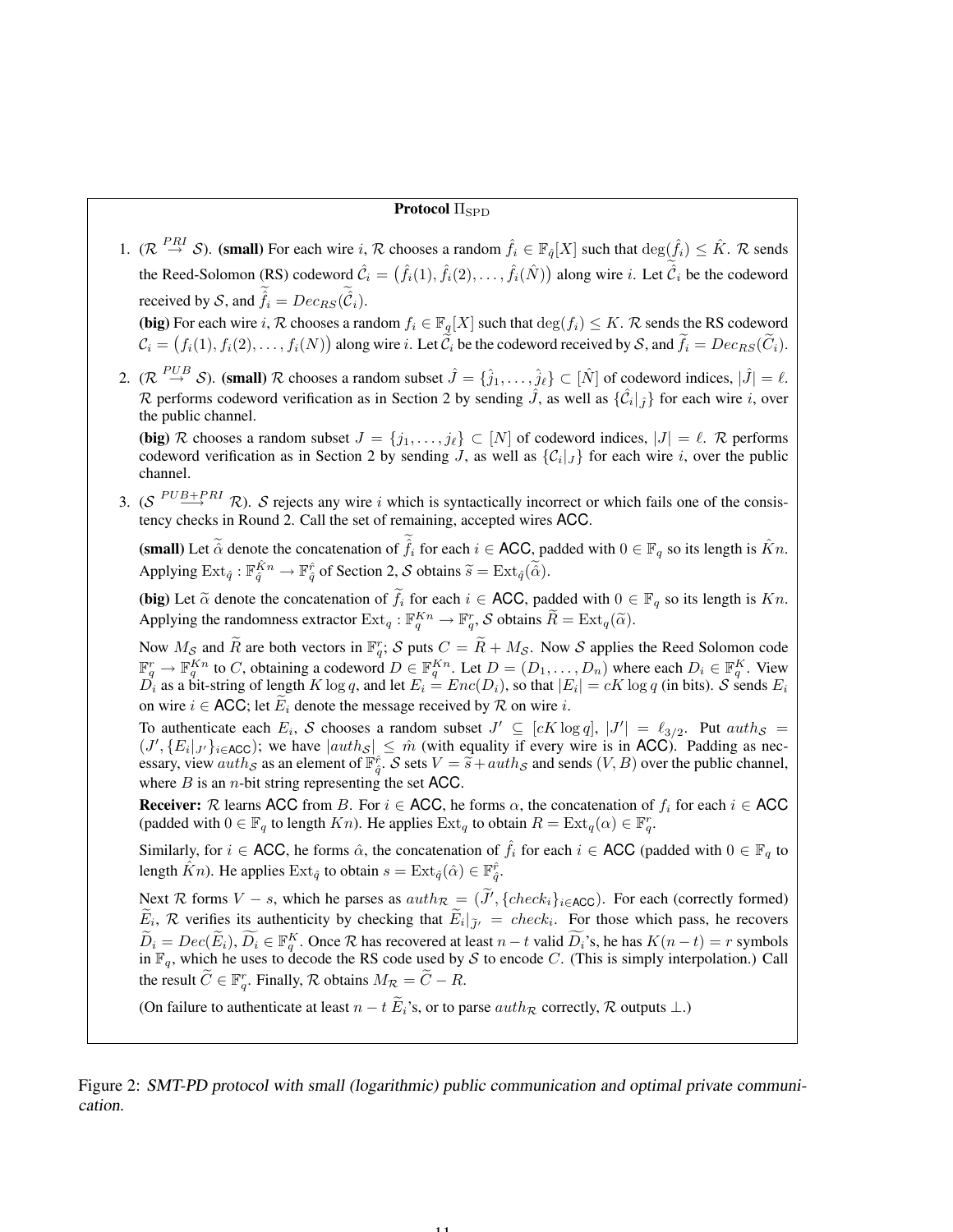**Protocol $\Pi_{\mathrm{SPD}}$**

1. ($\mathcal{R} \overset{PRI}{\rightarrow} \mathcal{S}$). **(small)** For each wire $i$, $\mathcal{R}$ chooses a random $\hat{f}_i \in \mathbb{F}_{\hat{q}}[X]$ such that $\deg(\hat{f}_i) \leq \hat{K}$. $\mathcal{R}$ sends the Reed-Solomon (RS) codeword $\hat{\mathcal{C}}_i = \big(\hat{f}_i(1), \hat{f}_i(2), \ldots, \hat{f}_i(\hat{N})\big)$ along wire $i$. Let $\widetilde{\hat{\mathcal{C}}}_i$ be the codeword received by $\mathcal{S}$, and $\widetilde{\hat{f}}_i = Dec_{RS}(\widetilde{\hat{\mathcal{C}}}_i)$.

   **(big)** For each wire $i$, $\mathcal{R}$ chooses a random $f_i \in \mathbb{F}_q[X]$ such that $\deg(f_i) \leq K$. $\mathcal{R}$ sends the RS codeword $\mathcal{C}_i = \big(f_i(1), f_i(2), \ldots, f_i(N)\big)$ along wire $i$. Let $\widetilde{\mathcal{C}}_i$ be the codeword received by $\mathcal{S}$, and $\widetilde{f}_i = Dec_{RS}(\widetilde{C}_i)$.

2. ($\mathcal{R} \overset{PUB}{\rightarrow} \mathcal{S}$). **(small)** $\mathcal{R}$ chooses a random subset $\hat{J} = \{\hat{j}_1, \ldots, \hat{j}_\ell\} \subset [\hat{N}]$ of codeword indices, $|\hat{J}| = \ell$. $\mathcal{R}$ performs codeword verification as in Section 2 by sending $\hat{J}$, as well as $\{\hat{\mathcal{C}}_i|_{\hat{J}}\}$ for each wire $i$, over the public channel.

   **(big)** $\mathcal{R}$ chooses a random subset $J = \{j_1, \ldots, j_\ell\} \subset [N]$ of codeword indices, $|J| = \ell$. $\mathcal{R}$ performs codeword verification as in Section 2 by sending $J$, as well as $\{\mathcal{C}_i|_J\}$ for each wire $i$, over the public channel.

3. ($\mathcal{S} \overset{PUB+PRI}{\longrightarrow} \mathcal{R}$). $\mathcal{S}$ rejects any wire $i$ which is syntactically incorrect or which fails one of the consistency checks in Round 2. Call the set of remaining, accepted wires $\mathsf{ACC}$.

   **(small)** Let $\widetilde{\hat{\alpha}}$ denote the concatenation of $\widetilde{\hat{f}}_i$ for each $i \in \mathsf{ACC}$, padded with $0 \in \mathbb{F}_q$ so its length is $\hat{K}n$. Applying $\mathrm{Ext}_{\hat{q}} : \mathbb{F}_{\hat{q}}^{\hat{K}n} \rightarrow \mathbb{F}_{\hat{q}}^{\hat{r}}$ of Section 2, $\mathcal{S}$ obtains $\widetilde{s} = \mathrm{Ext}_{\hat{q}}(\widetilde{\hat{\alpha}})$.

   **(big)** Let $\widetilde{\alpha}$ denote the concatenation of $\widetilde{f}_i$ for each $i \in \mathsf{ACC}$, padded with $0 \in \mathbb{F}_q$ so its length is $Kn$. Applying the randomness extractor $\mathrm{Ext}_q : \mathbb{F}_q^{Kn} \rightarrow \mathbb{F}_q^r$, $\mathcal{S}$ obtains $\widetilde{R} = \mathrm{Ext}_q(\widetilde{\alpha})$.

   Now $M_{\mathcal{S}}$ and $\widetilde{R}$ are both vectors in $\mathbb{F}_q^r$; $\mathcal{S}$ puts $C = \widetilde{R} + M_{\mathcal{S}}$. Now $\mathcal{S}$ applies the Reed Solomon code $\mathbb{F}_q^r \rightarrow \mathbb{F}_q^{Kn}$ to $C$, obtaining a codeword $D \in \mathbb{F}_q^{Kn}$. Let $D = (D_1, \ldots, D_n)$ where each $D_i \in \mathbb{F}_q^K$. View $D_i$ as a bit-string of length $K \log q$, and let $E_i = Enc(D_i)$, so that $|E_i| = cK \log q$ (in bits). $\mathcal{S}$ sends $E_i$ on wire $i \in \mathsf{ACC}$; let $\widetilde{E}_i$ denote the message received by $\mathcal{R}$ on wire $i$.

   To authenticate each $E_i$, $\mathcal{S}$ chooses a random subset $J' \subseteq [cK \log q]$, $|J'| = \ell_{3/2}$. Put $auth_{\mathcal{S}} = (J', \{E_i|_{J'}\}_{i \in \mathsf{ACC}})$; we have $|auth_{\mathcal{S}}| \leq \hat{m}$ (with equality if every wire is in $\mathsf{ACC}$). Padding as necessary, view $auth_{\mathcal{S}}$ as an element of $\mathbb{F}_{\hat{q}}^{\hat{r}}$. $\mathcal{S}$ sets $V = \widetilde{s} + auth_{\mathcal{S}}$ and sends $(V, B)$ over the public channel, where $B$ is an $n$-bit string representing the set $\mathsf{ACC}$.

   **Receiver:** $\mathcal{R}$ learns $\mathsf{ACC}$ from $B$. For $i \in \mathsf{ACC}$, he forms $\alpha$, the concatenation of $f_i$ for each $i \in \mathsf{ACC}$ (padded with $0 \in \mathbb{F}_q$ to length $Kn$). He applies $\mathrm{Ext}_q$ to obtain $R = \mathrm{Ext}_q(\alpha) \in \mathbb{F}_q^r$.

   Similarly, for $i \in \mathsf{ACC}$, he forms $\hat{\alpha}$, the concatenation of $\hat{f}_i$ for each $i \in \mathsf{ACC}$ (padded with $0 \in \mathbb{F}_q$ to length $\hat{K}n$). He applies $\mathrm{Ext}_{\hat{q}}$ to obtain $s = \mathrm{Ext}_{\hat{q}}(\hat{\alpha}) \in \mathbb{F}_{\hat{q}}^{\hat{r}}$.

   Next $\mathcal{R}$ forms $V - s$, which he parses as $auth_{\mathcal{R}} = (\widetilde{J}', \{check_i\}_{i \in \mathsf{ACC}})$. For each (correctly formed) $\widetilde{E}_i$, $\mathcal{R}$ verifies its authenticity by checking that $\widetilde{E}_i|_{\widetilde{J}'} = check_i$. For those which pass, he recovers $\widetilde{D}_i = Dec(\widetilde{E}_i)$, $\widetilde{D}_i \in \mathbb{F}_q^K$. Once $\mathcal{R}$ has recovered at least $n - t$ valid $\widetilde{D}_i$'s, he has $K(n-t) = r$ symbols in $\mathbb{F}_q$, which he uses to decode the RS code used by $\mathcal{S}$ to encode $C$. (This is simply interpolation.) Call the result $\widetilde{C} \in \mathbb{F}_q^r$. Finally, $\mathcal{R}$ obtains $M_{\mathcal{R}} = \widetilde{C} - R$.

   (On failure to authenticate at least $n - t$ $\widetilde{E}_i$'s, or to parse $auth_{\mathcal{R}}$ correctly, $\mathcal{R}$ outputs $\perp$.)

Figure 2: *SMT-PD protocol with small (logarithmic) public communication and optimal private communication.*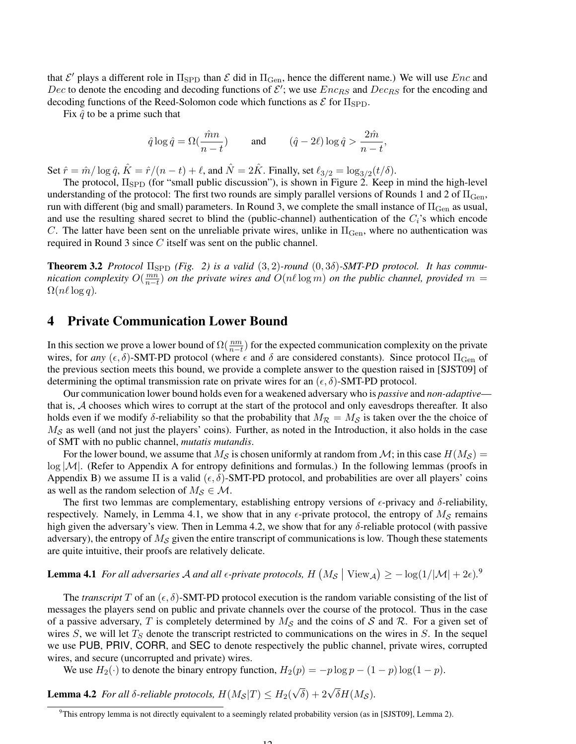that $\mathcal{E}'$ plays a different role in $\Pi_{\text{SPD}}$ than $\mathcal{E}$ did in $\Pi_{\text{Gen}}$, hence the different name.) We will use $Enc$ and $Dec$ to denote the encoding and decoding functions of $\mathcal{E}'$; we use $Enc_{RS}$ and $Dec_{RS}$ for the encoding and decoding functions of the Reed-Solomon code which functions as $\mathcal{E}$ for $\Pi_{\text{SPD}}$.

Fix $\hat{q}$ to be a prime such that

$$\hat{q}\log\hat{q} = \Omega(\frac{\hat{m}n}{n-t}) \qquad \text{and} \qquad (\hat{q}-2\ell)\log\hat{q} > \frac{2\hat{m}}{n-t},$$

Set $\hat{r} = \hat{m}/\log\hat{q}$, $\hat{K} = \hat{r}/(n-t)+\ell$, and $\hat{N} = 2\hat{K}$. Finally, set $\ell_{3/2} = \log_{3/2}(t/\delta)$.

The protocol, $\Pi_{\text{SPD}}$ (for "small public discussion"), is shown in Figure 2. Keep in mind the high-level understanding of the protocol: The first two rounds are simply parallel versions of Rounds 1 and 2 of $\Pi_{\text{Gen}}$, run with different (big and small) parameters. In Round 3, we complete the small instance of $\Pi_{\text{Gen}}$ as usual, and use the resulting shared secret to blind the (public-channel) authentication of the $C_i$'s which encode $C$. The latter have been sent on the unreliable private wires, unlike in $\Pi_{\text{Gen}}$, where no authentication was required in Round 3 since $C$ itself was sent on the public channel.

**Theorem 3.2** *Protocol $\Pi_{\text{SPD}}$ (Fig. 2) is a valid $(3,2)$-round $(0,3\delta)$-SMT-PD protocol. It has communication complexity $O(\frac{mn}{n-t})$ on the private wires and $O(n\ell\log m)$ on the public channel, provided $m = \Omega(n\ell\log q)$.*

## 4 Private Communication Lower Bound

In this section we prove a lower bound of $\Omega(\frac{nm}{n-t})$ for the expected communication complexity on the private wires, for *any* $(\epsilon,\delta)$-SMT-PD protocol (where $\epsilon$ and $\delta$ are considered constants). Since protocol $\Pi_{\text{Gen}}$ of the previous section meets this bound, we provide a complete answer to the question raised in [SJST09] of determining the optimal transmission rate on private wires for an $(\epsilon,\delta)$-SMT-PD protocol.

Our communication lower bound holds even for a weakened adversary who is *passive* and *non-adaptive*—that is, $\mathcal{A}$ chooses which wires to corrupt at the start of the protocol and only eavesdrops thereafter. It also holds even if we modify $\delta$-reliability so that the probability that $M_{\mathcal{R}} = M_{\mathcal{S}}$ is taken over the the choice of $M_{\mathcal{S}}$ as well (and not just the players' coins). Further, as noted in the Introduction, it also holds in the case of SMT with no public channel, *mutatis mutandis*.

For the lower bound, we assume that $M_{\mathcal{S}}$ is chosen uniformly at random from $\mathcal{M}$; in this case $H(M_{\mathcal{S}}) = \log|\mathcal{M}|$. (Refer to Appendix A for entropy definitions and formulas.) In the following lemmas (proofs in Appendix B) we assume $\Pi$ is a valid $(\epsilon,\delta)$-SMT-PD protocol, and probabilities are over all players' coins as well as the random selection of $M_{\mathcal{S}} \in \mathcal{M}$.

The first two lemmas are complementary, establishing entropy versions of $\epsilon$-privacy and $\delta$-reliability, respectively. Namely, in Lemma 4.1, we show that in any $\epsilon$-private protocol, the entropy of $M_{\mathcal{S}}$ remains high given the adversary's view. Then in Lemma 4.2, we show that for any $\delta$-reliable protocol (with passive adversary), the entropy of $M_{\mathcal{S}}$ given the entire transcript of communications is low. Though these statements are quite intuitive, their proofs are relatively delicate.

**Lemma 4.1** *For all adversaries $\mathcal{A}$ and all $\epsilon$-private protocols, $H\left(M_{\mathcal{S}} \mid \text{View}_{\mathcal{A}}\right) \geq -\log(1/|\mathcal{M}|+2\epsilon)$.*[9]

The *transcript* $T$ of an $(\epsilon,\delta)$-SMT-PD protocol execution is the random variable consisting of the list of messages the players send on public and private channels over the course of the protocol. Thus in the case of a passive adversary, $T$ is completely determined by $M_{\mathcal{S}}$ and the coins of $\mathcal{S}$ and $\mathcal{R}$. For a given set of wires $S$, we will let $T_S$ denote the transcript restricted to communications on the wires in $S$. In the sequel we use PUB, PRIV, CORR, and SEC to denote respectively the public channel, private wires, corrupted wires, and secure (uncorrupted and private) wires.

We use $H_2(\cdot)$ to denote the binary entropy function, $H_2(p) = -p\log p - (1-p)\log(1-p)$.

**Lemma 4.2** *For all $\delta$-reliable protocols, $H(M_{\mathcal{S}}|T) \leq H_2(\sqrt{\delta}) + 2\sqrt{\delta}H(M_{\mathcal{S}})$.*

[9] This entropy lemma is not directly equivalent to a seemingly related probability version (as in [SJST09], Lemma 2).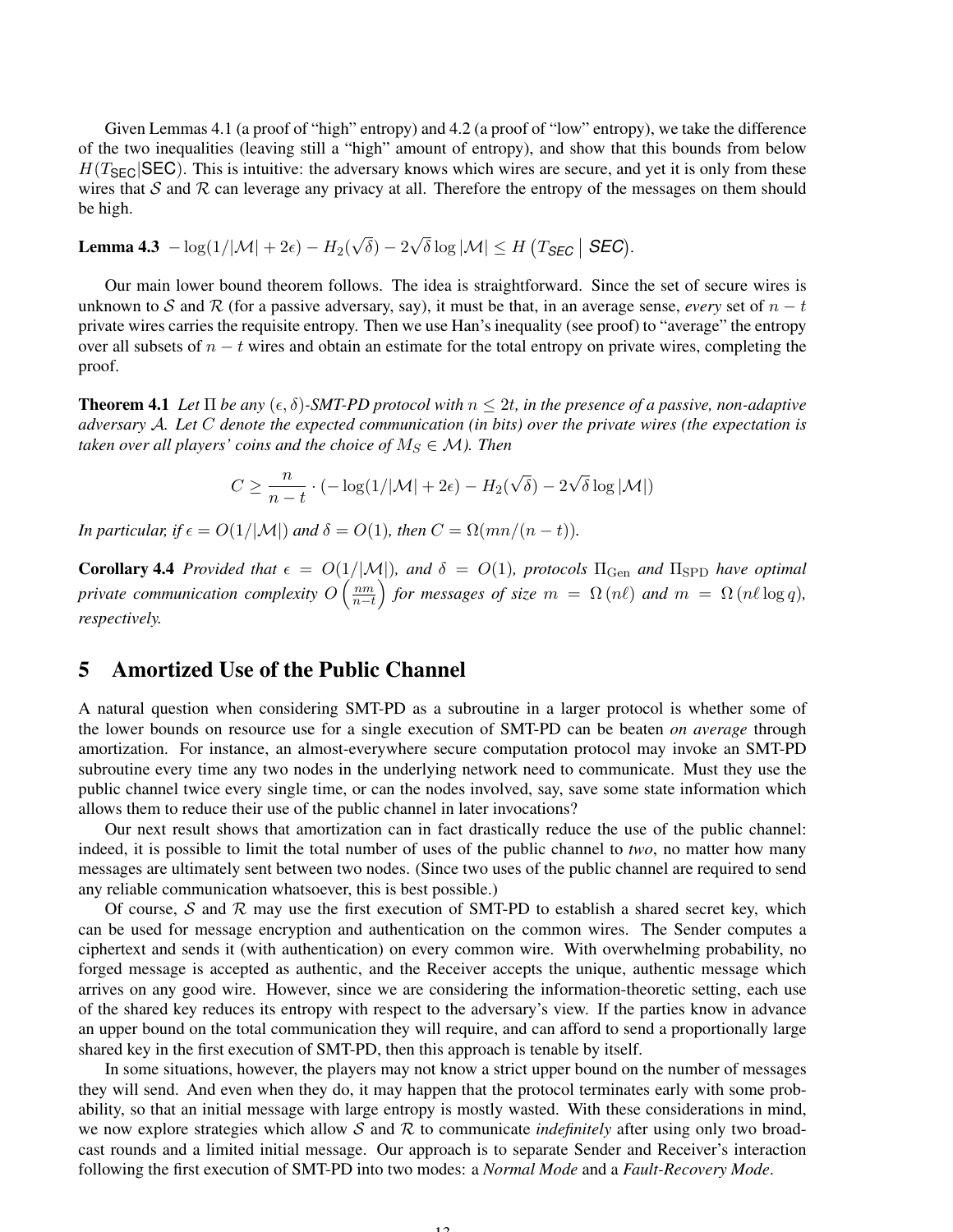Given Lemmas 4.1 (a proof of "high" entropy) and 4.2 (a proof of "low" entropy), we take the difference of the two inequalities (leaving still a "high" amount of entropy), and show that this bounds from below $H(T_{\mathsf{SEC}}|\mathsf{SEC})$. This is intuitive: the adversary knows which wires are secure, and yet it is only from these wires that $\mathcal{S}$ and $\mathcal{R}$ can leverage any privacy at all. Therefore the entropy of the messages on them should be high.

**Lemma 4.3** $-\log(1/|\mathcal{M}| + 2\epsilon) - H_2(\sqrt{\delta}) - 2\sqrt{\delta}\log|\mathcal{M}| \leq H\left(T_{\mathsf{SEC}} \,\middle|\, \mathsf{SEC}\right)$.

Our main lower bound theorem follows. The idea is straightforward. Since the set of secure wires is unknown to $\mathcal{S}$ and $\mathcal{R}$ (for a passive adversary, say), it must be that, in an average sense, *every* set of $n-t$ private wires carries the requisite entropy. Then we use Han's inequality (see proof) to "average" the entropy over all subsets of $n-t$ wires and obtain an estimate for the total entropy on private wires, completing the proof.

**Theorem 4.1** *Let $\Pi$ be any $(\epsilon, \delta)$-SMT-PD protocol with $n \leq 2t$, in the presence of a passive, non-adaptive adversary $\mathcal{A}$. Let $C$ denote the expected communication (in bits) over the private wires (the expectation is taken over all players' coins and the choice of $M_S \in \mathcal{M}$). Then*

$$C \geq \frac{n}{n-t} \cdot \left(-\log(1/|\mathcal{M}| + 2\epsilon) - H_2(\sqrt{\delta}) - 2\sqrt{\delta}\log|\mathcal{M}|\right)$$

*In particular, if $\epsilon = O(1/|\mathcal{M}|)$ and $\delta = O(1)$, then $C = \Omega(mn/(n-t))$.*

**Corollary 4.4** *Provided that $\epsilon = O(1/|\mathcal{M}|)$, and $\delta = O(1)$, protocols $\Pi_{\text{Gen}}$ and $\Pi_{\text{SPD}}$ have optimal private communication complexity $O\left(\frac{nm}{n-t}\right)$ for messages of size $m = \Omega(n\ell)$ and $m = \Omega(n\ell\log q)$, respectively.*

## 5 Amortized Use of the Public Channel

A natural question when considering SMT-PD as a subroutine in a larger protocol is whether some of the lower bounds on resource use for a single execution of SMT-PD can be beaten *on average* through amortization. For instance, an almost-everywhere secure computation protocol may invoke an SMT-PD subroutine every time any two nodes in the underlying network need to communicate. Must they use the public channel twice every single time, or can the nodes involved, say, save some state information which allows them to reduce their use of the public channel in later invocations?

Our next result shows that amortization can in fact drastically reduce the use of the public channel: indeed, it is possible to limit the total number of uses of the public channel to *two*, no matter how many messages are ultimately sent between two nodes. (Since two uses of the public channel are required to send any reliable communication whatsoever, this is best possible.)

Of course, $\mathcal{S}$ and $\mathcal{R}$ may use the first execution of SMT-PD to establish a shared secret key, which can be used for message encryption and authentication on the common wires. The Sender computes a ciphertext and sends it (with authentication) on every common wire. With overwhelming probability, no forged message is accepted as authentic, and the Receiver accepts the unique, authentic message which arrives on any good wire. However, since we are considering the information-theoretic setting, each use of the shared key reduces its entropy with respect to the adversary's view. If the parties know in advance an upper bound on the total communication they will require, and can afford to send a proportionally large shared key in the first execution of SMT-PD, then this approach is tenable by itself.

In some situations, however, the players may not know a strict upper bound on the number of messages they will send. And even when they do, it may happen that the protocol terminates early with some probability, so that an initial message with large entropy is mostly wasted. With these considerations in mind, we now explore strategies which allow $\mathcal{S}$ and $\mathcal{R}$ to communicate *indefinitely* after using only two broadcast rounds and a limited initial message. Our approach is to separate Sender and Receiver's interaction following the first execution of SMT-PD into two modes: a *Normal Mode* and a *Fault-Recovery Mode*.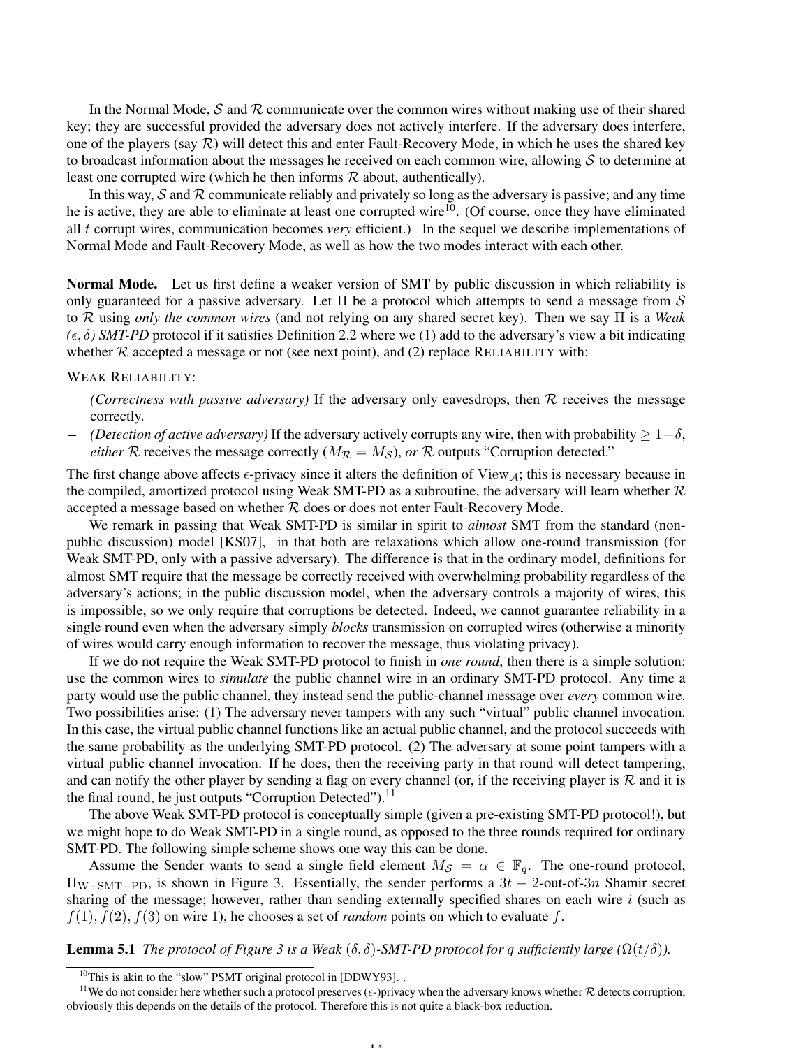In the Normal Mode, $\mathcal{S}$ and $\mathcal{R}$ communicate over the common wires without making use of their shared key; they are successful provided the adversary does not actively interfere. If the adversary does interfere, one of the players (say $\mathcal{R}$) will detect this and enter Fault-Recovery Mode, in which he uses the shared key to broadcast information about the messages he received on each common wire, allowing $\mathcal{S}$ to determine at least one corrupted wire (which he then informs $\mathcal{R}$ about, authentically).

In this way, $\mathcal{S}$ and $\mathcal{R}$ communicate reliably and privately so long as the adversary is passive; and any time he is active, they are able to eliminate at least one corrupted wire[10]. (Of course, once they have eliminated all $t$ corrupt wires, communication becomes *very* efficient.) In the sequel we describe implementations of Normal Mode and Fault-Recovery Mode, as well as how the two modes interact with each other.

**Normal Mode.** Let us first define a weaker version of SMT by public discussion in which reliability is only guaranteed for a passive adversary. Let $\Pi$ be a protocol which attempts to send a message from $\mathcal{S}$ to $\mathcal{R}$ using *only the common wires* (and not relying on any shared secret key). Then we say $\Pi$ is a *Weak $(\epsilon, \delta)$ SMT-PD* protocol if it satisfies Definition 2.2 where we (1) add to the adversary's view a bit indicating whether $\mathcal{R}$ accepted a message or not (see next point), and (2) replace RELIABILITY with:

WEAK RELIABILITY:

- *(Correctness with passive adversary)* If the adversary only eavesdrops, then $\mathcal{R}$ receives the message correctly.
- *(Detection of active adversary)* If the adversary actively corrupts any wire, then with probability $\geq 1-\delta$, *either* $\mathcal{R}$ receives the message correctly ($M_{\mathcal{R}} = M_{\mathcal{S}}$), *or* $\mathcal{R}$ outputs "Corruption detected."

The first change above affects $\epsilon$-privacy since it alters the definition of $\text{View}_{\mathcal{A}}$; this is necessary because in the compiled, amortized protocol using Weak SMT-PD as a subroutine, the adversary will learn whether $\mathcal{R}$ accepted a message based on whether $\mathcal{R}$ does or does not enter Fault-Recovery Mode.

We remark in passing that Weak SMT-PD is similar in spirit to *almost* SMT from the standard (non-public discussion) model [KS07], in that both are relaxations which allow one-round transmission (for Weak SMT-PD, only with a passive adversary). The difference is that in the ordinary model, definitions for almost SMT require that the message be correctly received with overwhelming probability regardless of the adversary's actions; in the public discussion model, when the adversary controls a majority of wires, this is impossible, so we only require that corruptions be detected. Indeed, we cannot guarantee reliability in a single round even when the adversary simply *blocks* transmission on corrupted wires (otherwise a minority of wires would carry enough information to recover the message, thus violating privacy).

If we do not require the Weak SMT-PD protocol to finish in *one round*, then there is a simple solution: use the common wires to *simulate* the public channel wire in an ordinary SMT-PD protocol. Any time a party would use the public channel, they instead send the public-channel message over *every* common wire. Two possibilities arise: (1) The adversary never tampers with any such "virtual" public channel invocation. In this case, the virtual public channel functions like an actual public channel, and the protocol succeeds with the same probability as the underlying SMT-PD protocol. (2) The adversary at some point tampers with a virtual public channel invocation. If he does, then the receiving party in that round will detect tampering, and can notify the other player by sending a flag on every channel (or, if the receiving player is $\mathcal{R}$ and it is the final round, he just outputs "Corruption Detected").[11]

The above Weak SMT-PD protocol is conceptually simple (given a pre-existing SMT-PD protocol!), but we might hope to do Weak SMT-PD in a single round, as opposed to the three rounds required for ordinary SMT-PD. The following simple scheme shows one way this can be done.

Assume the Sender wants to send a single field element $M_{\mathcal{S}} = \alpha \in \mathbb{F}_q$. The one-round protocol, $\Pi_{\mathrm{W-SMT-PD}}$, is shown in Figure 3. Essentially, the sender performs a $3t+2$-out-of-$3n$ Shamir secret sharing of the message; however, rather than sending externally specified shares on each wire $i$ (such as $f(1), f(2), f(3)$ on wire 1), he chooses a set of *random* points on which to evaluate $f$.

**Lemma 5.1** *The protocol of Figure 3 is a Weak $(\delta, \delta)$-SMT-PD protocol for $q$ sufficiently large ($\Omega(t/\delta)$).*

[10] This is akin to the "slow" PSMT original protocol in [DDWY93]. .

[11] We do not consider here whether such a protocol preserves ($\epsilon$-)privacy when the adversary knows whether $\mathcal{R}$ detects corruption; obviously this depends on the details of the protocol. Therefore this is not quite a black-box reduction.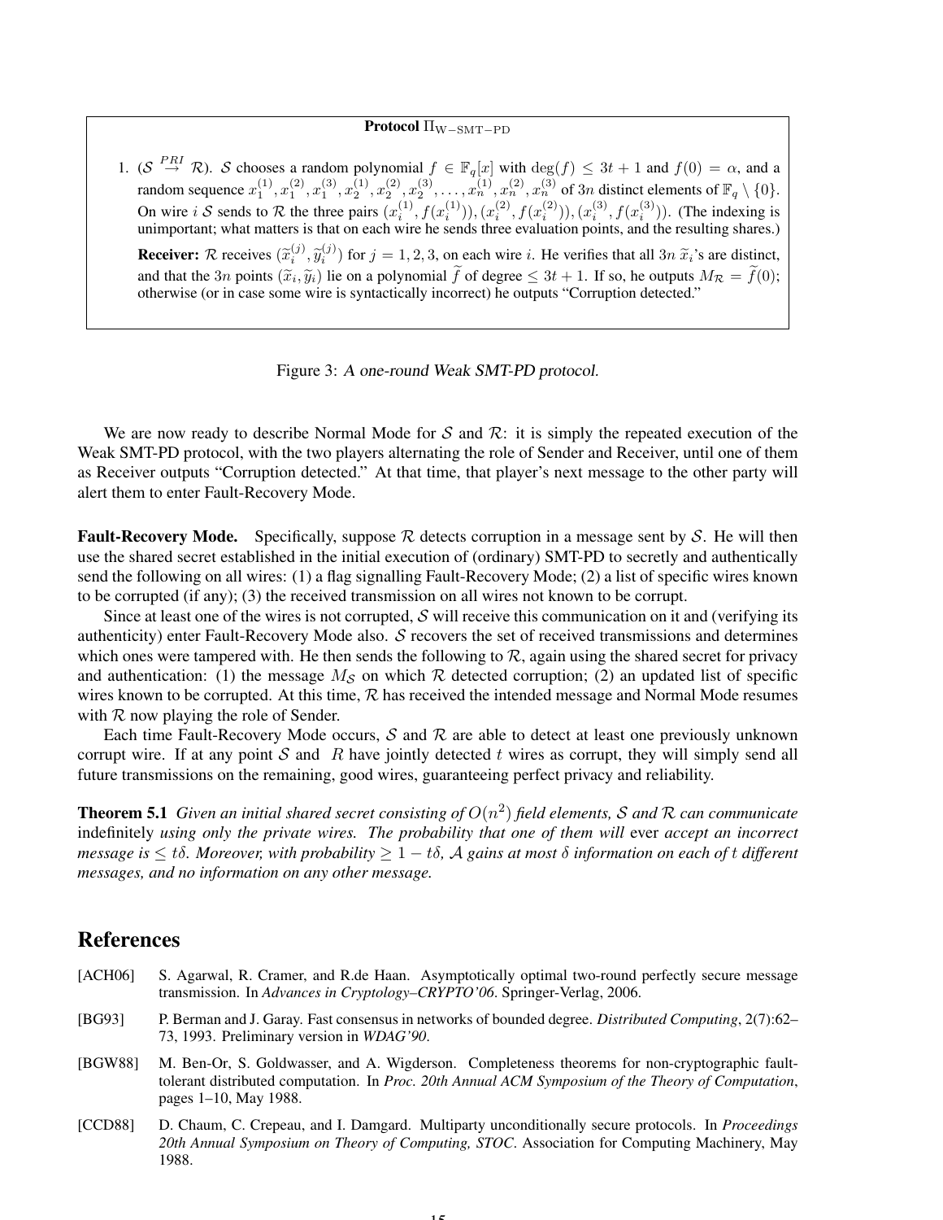**Protocol $\Pi_{\mathrm{W-SMT-PD}}$**

1. ($\mathcal{S} \overset{PRI}{\rightarrow} \mathcal{R}$). $\mathcal{S}$ chooses a random polynomial $f \in \mathbb{F}_q[x]$ with $\deg(f) \leq 3t+1$ and $f(0) = \alpha$, and a random sequence $x_1^{(1)}, x_1^{(2)}, x_1^{(3)}, x_2^{(1)}, x_2^{(2)}, x_2^{(3)}, \ldots, x_n^{(1)}, x_n^{(2)}, x_n^{(3)}$ of $3n$ distinct elements of $\mathbb{F}_q \setminus \{0\}$. On wire $i$ $\mathcal{S}$ sends to $\mathcal{R}$ the three pairs $(x_i^{(1)}, f(x_i^{(1)})), (x_i^{(2)}, f(x_i^{(2)})), (x_i^{(3)}, f(x_i^{(3)}))$. (The indexing is unimportant; what matters is that on each wire he sends three evaluation points, and the resulting shares.)

   **Receiver:** $\mathcal{R}$ receives $(\widetilde{x}_i^{(j)}, \widetilde{y}_i^{(j)})$ for $j = 1, 2, 3$, on each wire $i$. He verifies that all $3n$ $\widetilde{x}_i$'s are distinct, and that the $3n$ points $(\widetilde{x}_i, \widetilde{y}_i)$ lie on a polynomial $\widetilde{f}$ of degree $\leq 3t+1$. If so, he outputs $M_{\mathcal{R}} = \widetilde{f}(0)$; otherwise (or in case some wire is syntactically incorrect) he outputs "Corruption detected."

Figure 3: *A one-round Weak SMT-PD protocol.*

We are now ready to describe Normal Mode for $\mathcal{S}$ and $\mathcal{R}$: it is simply the repeated execution of the Weak SMT-PD protocol, with the two players alternating the role of Sender and Receiver, until one of them as Receiver outputs "Corruption detected." At that time, that player's next message to the other party will alert them to enter Fault-Recovery Mode.

**Fault-Recovery Mode.** Specifically, suppose $\mathcal{R}$ detects corruption in a message sent by $\mathcal{S}$. He will then use the shared secret established in the initial execution of (ordinary) SMT-PD to secretly and authentically send the following on all wires: (1) a flag signalling Fault-Recovery Mode; (2) a list of specific wires known to be corrupted (if any); (3) the received transmission on all wires not known to be corrupt.

Since at least one of the wires is not corrupted, $\mathcal{S}$ will receive this communication on it and (verifying its authenticity) enter Fault-Recovery Mode also. $\mathcal{S}$ recovers the set of received transmissions and determines which ones were tampered with. He then sends the following to $\mathcal{R}$, again using the shared secret for privacy and authentication: (1) the message $M_{\mathcal{S}}$ on which $\mathcal{R}$ detected corruption; (2) an updated list of specific wires known to be corrupted. At this time, $\mathcal{R}$ has received the intended message and Normal Mode resumes with $\mathcal{R}$ now playing the role of Sender.

Each time Fault-Recovery Mode occurs, $\mathcal{S}$ and $\mathcal{R}$ are able to detect at least one previously unknown corrupt wire. If at any point $\mathcal{S}$ and $R$ have jointly detected $t$ wires as corrupt, they will simply send all future transmissions on the remaining, good wires, guaranteeing perfect privacy and reliability.

**Theorem 5.1** *Given an initial shared secret consisting of $O(n^2)$ field elements, $\mathcal{S}$ and $\mathcal{R}$ can communicate* indefinitely *using only the private wires. The probability that one of them will* ever *accept an incorrect message is $\leq t\delta$. Moreover, with probability $\geq 1 - t\delta$, $\mathcal{A}$ gains at most $\delta$ information on each of $t$ different messages, and no information on any other message.*

# References

[ACH06] S. Agarwal, R. Cramer, and R.de Haan. Asymptotically optimal two-round perfectly secure message transmission. In *Advances in Cryptology–CRYPTO'06*. Springer-Verlag, 2006.

[BG93] P. Berman and J. Garay. Fast consensus in networks of bounded degree. *Distributed Computing*, 2(7):62–73, 1993. Preliminary version in *WDAG'90*.

[BGW88] M. Ben-Or, S. Goldwasser, and A. Wigderson. Completeness theorems for non-cryptographic fault-tolerant distributed computation. In *Proc. 20th Annual ACM Symposium of the Theory of Computation*, pages 1–10, May 1988.

[CCD88] D. Chaum, C. Crepeau, and I. Damgard. Multiparty unconditionally secure protocols. In *Proceedings 20th Annual Symposium on Theory of Computing, STOC*. Association for Computing Machinery, May 1988.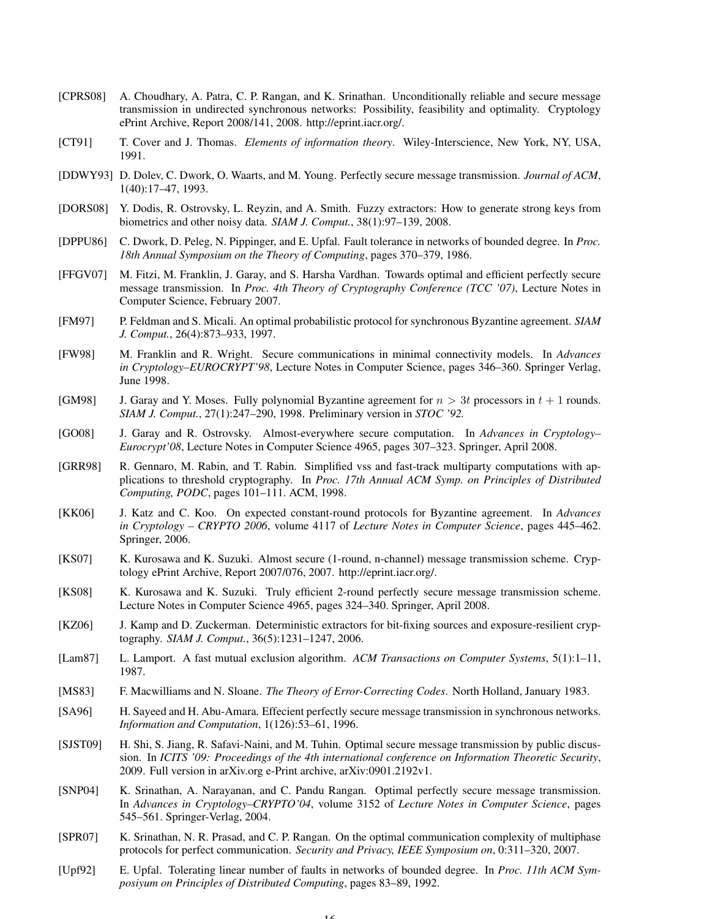[CPRS08] A. Choudhary, A. Patra, C. P. Rangan, and K. Srinathan. Unconditionally reliable and secure message transmission in undirected synchronous networks: Possibility, feasibility and optimality. Cryptology ePrint Archive, Report 2008/141, 2008. http://eprint.iacr.org/.

[CT91] T. Cover and J. Thomas. *Elements of information theory*. Wiley-Interscience, New York, NY, USA, 1991.

[DDWY93] D. Dolev, C. Dwork, O. Waarts, and M. Young. Perfectly secure message transmission. *Journal of ACM*, 1(40):17–47, 1993.

[DORS08] Y. Dodis, R. Ostrovsky, L. Reyzin, and A. Smith. Fuzzy extractors: How to generate strong keys from biometrics and other noisy data. *SIAM J. Comput.*, 38(1):97–139, 2008.

[DPPU86] C. Dwork, D. Peleg, N. Pippinger, and E. Upfal. Fault tolerance in networks of bounded degree. In *Proc. 18th Annual Symposium on the Theory of Computing*, pages 370–379, 1986.

[FFGV07] M. Fitzi, M. Franklin, J. Garay, and S. Harsha Vardhan. Towards optimal and efficient perfectly secure message transmission. In *Proc. 4th Theory of Cryptography Conference (TCC '07)*, Lecture Notes in Computer Science, February 2007.

[FM97] P. Feldman and S. Micali. An optimal probabilistic protocol for synchronous Byzantine agreement. *SIAM J. Comput.*, 26(4):873–933, 1997.

[FW98] M. Franklin and R. Wright. Secure communications in minimal connectivity models. In *Advances in Cryptology–EUROCRYPT'98*, Lecture Notes in Computer Science, pages 346–360. Springer Verlag, June 1998.

[GM98] J. Garay and Y. Moses. Fully polynomial Byzantine agreement for $n > 3t$ processors in $t + 1$ rounds. *SIAM J. Comput.*, 27(1):247–290, 1998. Preliminary version in *STOC '92.*

[GO08] J. Garay and R. Ostrovsky. Almost-everywhere secure computation. In *Advances in Cryptology–Eurocrypt'08*, Lecture Notes in Computer Science 4965, pages 307–323. Springer, April 2008.

[GRR98] R. Gennaro, M. Rabin, and T. Rabin. Simplified vss and fast-track multiparty computations with applications to threshold cryptography. In *Proc. 17th Annual ACM Symp. on Principles of Distributed Computing, PODC*, pages 101–111. ACM, 1998.

[KK06] J. Katz and C. Koo. On expected constant-round protocols for Byzantine agreement. In *Advances in Cryptology – CRYPTO 2006*, volume 4117 of *Lecture Notes in Computer Science*, pages 445–462. Springer, 2006.

[KS07] K. Kurosawa and K. Suzuki. Almost secure (1-round, n-channel) message transmission scheme. Cryptology ePrint Archive, Report 2007/076, 2007. http://eprint.iacr.org/.

[KS08] K. Kurosawa and K. Suzuki. Truly efficient 2-round perfectly secure message transmission scheme. Lecture Notes in Computer Science 4965, pages 324–340. Springer, April 2008.

[KZ06] J. Kamp and D. Zuckerman. Deterministic extractors for bit-fixing sources and exposure-resilient cryptography. *SIAM J. Comput.*, 36(5):1231–1247, 2006.

[Lam87] L. Lamport. A fast mutual exclusion algorithm. *ACM Transactions on Computer Systems*, 5(1):1–11, 1987.

[MS83] F. Macwilliams and N. Sloane. *The Theory of Error-Correcting Codes*. North Holland, January 1983.

[SA96] H. Sayeed and H. Abu-Amara. Effecient perfectly secure message transmission in synchronous networks. *Information and Computation*, 1(126):53–61, 1996.

[SJST09] H. Shi, S. Jiang, R. Safavi-Naini, and M. Tuhin. Optimal secure message transmission by public discussion. In *ICITS '09: Proceedings of the 4th international conference on Information Theoretic Security*, 2009. Full version in arXiv.org e-Print archive, arXiv:0901.2192v1.

[SNP04] K. Srinathan, A. Narayanan, and C. Pandu Rangan. Optimal perfectly secure message transmission. In *Advances in Cryptology–CRYPTO'04*, volume 3152 of *Lecture Notes in Computer Science*, pages 545–561. Springer-Verlag, 2004.

[SPR07] K. Srinathan, N. R. Prasad, and C. P. Rangan. On the optimal communication complexity of multiphase protocols for perfect communication. *Security and Privacy, IEEE Symposium on*, 0:311–320, 2007.

[Upf92] E. Upfal. Tolerating linear number of faults in networks of bounded degree. In *Proc. 11th ACM Symposiyum on Principles of Distributed Computing*, pages 83–89, 1992.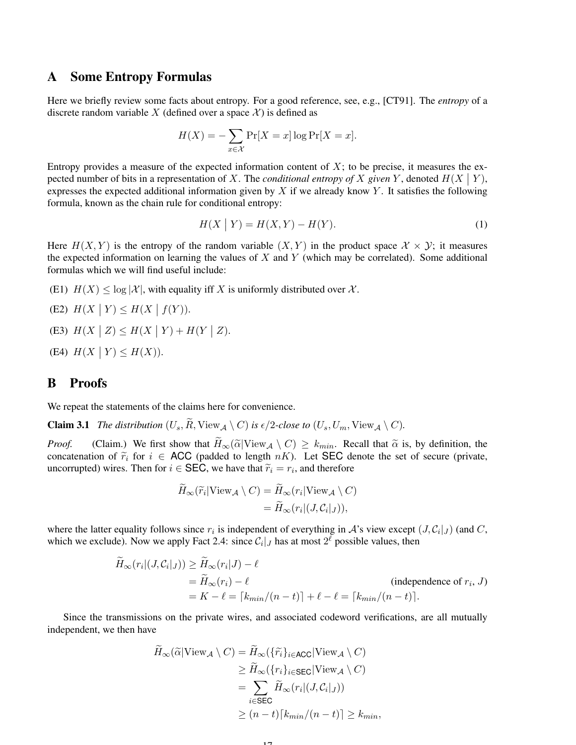# A Some Entropy Formulas

Here we briefly review some facts about entropy. For a good reference, see, e.g., [CT91]. The *entropy* of a discrete random variable $X$ (defined over a space $\mathcal{X}$) is defined as

$$H(X) = -\sum_{x \in \mathcal{X}} \Pr[X = x] \log \Pr[X = x].$$

Entropy provides a measure of the expected information content of $X$; to be precise, it measures the expected number of bits in a representation of $X$. The *conditional entropy of $X$ given $Y$*, denoted $H(X \mid Y)$, expresses the expected additional information given by $X$ if we already know $Y$. It satisfies the following formula, known as the chain rule for conditional entropy:

$$H(X \mid Y) = H(X, Y) - H(Y). \tag{1}$$

Here $H(X, Y)$ is the entropy of the random variable $(X, Y)$ in the product space $\mathcal{X} \times \mathcal{Y}$; it measures the expected information on learning the values of $X$ and $Y$ (which may be correlated). Some additional formulas which we will find useful include:

(E1) $H(X) \leq \log |\mathcal{X}|$, with equality iff $X$ is uniformly distributed over $\mathcal{X}$.

(E2) $H(X \mid Y) \leq H(X \mid f(Y))$.

(E3) $H(X \mid Z) \leq H(X \mid Y) + H(Y \mid Z)$.

(E4) $H(X \mid Y) \leq H(X))$.

# B Proofs

We repeat the statements of the claims here for convenience.

**Claim 3.1** *The distribution $(U_s, \widetilde{R}, \mathrm{View}_{\mathcal{A}} \setminus C)$ is $\epsilon/2$-close to $(U_s, U_m, \mathrm{View}_{\mathcal{A}} \setminus C)$.*

*Proof.* (Claim.) We first show that $\widetilde{H}_\infty(\widetilde{\alpha} | \mathrm{View}_{\mathcal{A}} \setminus C) \geq k_{min}$. Recall that $\widetilde{\alpha}$ is, by definition, the concatenation of $\widetilde{r}_i$ for $i \in \mathsf{ACC}$ (padded to length $nK$). Let $\mathsf{SEC}$ denote the set of secure (private, uncorrupted) wires. Then for $i \in \mathsf{SEC}$, we have that $\widetilde{r}_i = r_i$, and therefore

$$\begin{aligned}
\widetilde{H}_\infty(\widetilde{r}_i | \mathrm{View}_{\mathcal{A}} \setminus C) &= \widetilde{H}_\infty(r_i | \mathrm{View}_{\mathcal{A}} \setminus C) \\
&= \widetilde{H}_\infty(r_i | (J, \mathcal{C}_i|_J)),
\end{aligned}$$

where the latter equality follows since $r_i$ is independent of everything in $\mathcal{A}$'s view except $(J, \mathcal{C}_i|_J)$ (and $C$, which we exclude). Now we apply Fact 2.4: since $\mathcal{C}_i|_J$ has at most $2^\ell$ possible values, then

$$\begin{aligned}
\widetilde{H}_\infty(r_i | (J, \mathcal{C}_i|_J)) &\geq \widetilde{H}_\infty(r_i | J) - \ell \\
&= \widetilde{H}_\infty(r_i) - \ell && \text{(independence of } r_i, J\text{)} \\
&= K - \ell = \lceil k_{min}/(n-t) \rceil + \ell - \ell = \lceil k_{min}/(n-t) \rceil.
\end{aligned}$$

Since the transmissions on the private wires, and associated codeword verifications, are all mutually independent, we then have

$$\begin{aligned}
\widetilde{H}_\infty(\widetilde{\alpha} | \mathrm{View}_{\mathcal{A}} \setminus C) &= \widetilde{H}_\infty(\{\widetilde{r}_i\}_{i \in \mathsf{ACC}} | \mathrm{View}_{\mathcal{A}} \setminus C) \\
&\geq \widetilde{H}_\infty(\{r_i\}_{i \in \mathsf{SEC}} | \mathrm{View}_{\mathcal{A}} \setminus C) \\
&= \sum_{i \in \mathsf{SEC}} \widetilde{H}_\infty(r_i | (J, \mathcal{C}_i|_J)) \\
&\geq (n-t) \lceil k_{min}/(n-t) \rceil \geq k_{min},
\end{aligned}$$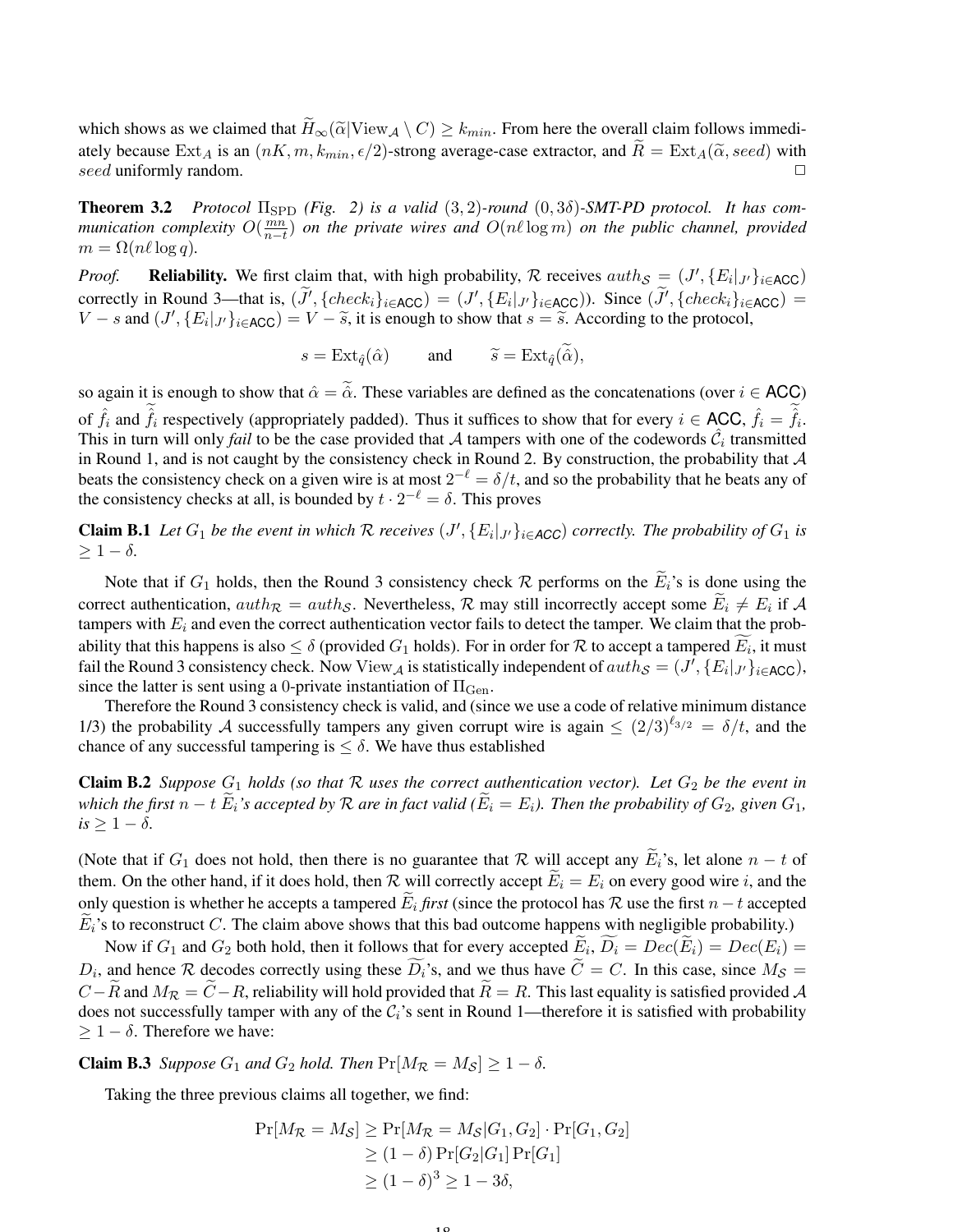which shows as we claimed that $\widetilde{H}_\infty(\widetilde{\alpha}|\text{View}_\mathcal{A} \setminus C) \geq k_{min}$. From here the overall claim follows immediately because $\text{Ext}_A$ is an $(nK, m, k_{min}, \epsilon/2)$-strong average-case extractor, and $\widetilde{R} = \text{Ext}_A(\widetilde{\alpha}, seed)$ with $seed$ uniformly random. □

**Theorem 3.2** *Protocol $\Pi_{\text{SPD}}$ (Fig. 2) is a valid $(3, 2)$-round $(0, 3\delta)$-SMT-PD protocol. It has communication complexity $O(\frac{mn}{n-t})$ on the private wires and $O(n\ell \log m)$ on the public channel, provided $m = \Omega(n\ell \log q)$.*

*Proof.* **Reliability.** We first claim that, with high probability, $\mathcal{R}$ receives $auth_\mathcal{S} = (J', \{E_i|_{J'}\}_{i\in\mathsf{ACC}})$ correctly in Round 3—that is, $(\widetilde{J}', \{check_i\}_{i\in\mathsf{ACC}}) = (J', \{E_i|_{J'}\}_{i\in\mathsf{ACC}})$. Since $(\widetilde{J}', \{check_i\}_{i\in\mathsf{ACC}}) = V - s$ and $(J', \{E_i|_{J'}\}_{i\in\mathsf{ACC}}) = V - \widetilde{s}$, it is enough to show that $s = \widetilde{s}$. According to the protocol,

$$s = \text{Ext}_{\hat{q}}(\hat{\alpha}) \qquad \text{and} \qquad \widetilde{s} = \text{Ext}_{\hat{q}}(\widetilde{\hat{\alpha}}),$$

so again it is enough to show that $\hat{\alpha} = \widetilde{\hat{\alpha}}$. These variables are defined as the concatenations (over $i \in \mathsf{ACC}$) of $\hat{f}_i$ and $\widetilde{\hat{f}}_i$ respectively (appropriately padded). Thus it suffices to show that for every $i \in \mathsf{ACC}$, $\hat{f}_i = \widetilde{\hat{f}}_i$. This in turn will only *fail* to be the case provided that $\mathcal{A}$ tampers with one of the codewords $\hat{\mathcal{C}}_i$ transmitted in Round 1, and is not caught by the consistency check in Round 2. By construction, the probability that $\mathcal{A}$ beats the consistency check on a given wire is at most $2^{-\ell} = \delta/t$, and so the probability that he beats any of the consistency checks at all, is bounded by $t \cdot 2^{-\ell} = \delta$. This proves

**Claim B.1** *Let $G_1$ be the event in which $\mathcal{R}$ receives $(J', \{E_i|_{J'}\}_{i\in\mathsf{ACC}})$ correctly. The probability of $G_1$ is $\geq 1 - \delta$.*

Note that if $G_1$ holds, then the Round 3 consistency check $\mathcal{R}$ performs on the $\widetilde{E}_i$'s is done using the correct authentication, $auth_\mathcal{R} = auth_\mathcal{S}$. Nevertheless, $\mathcal{R}$ may still incorrectly accept some $\widetilde{E}_i \neq E_i$ if $\mathcal{A}$ tampers with $E_i$ and even the correct authentication vector fails to detect the tamper. We claim that the probability that this happens is also $\leq \delta$ (provided $G_1$ holds). For in order for $\mathcal{R}$ to accept a tampered $\widetilde{E}_i$, it must fail the Round 3 consistency check. Now $\text{View}_\mathcal{A}$ is statistically independent of $auth_\mathcal{S} = (J', \{E_i|_{J'}\}_{i\in\mathsf{ACC}})$, since the latter is sent using a 0-private instantiation of $\Pi_{\text{Gen}}$.

Therefore the Round 3 consistency check is valid, and (since we use a code of relative minimum distance 1/3) the probability $\mathcal{A}$ successfully tampers any given corrupt wire is again $\leq (2/3)^{\ell_{3/2}} = \delta/t$, and the chance of any successful tampering is $\leq \delta$. We have thus established

**Claim B.2** *Suppose $G_1$ holds (so that $\mathcal{R}$ uses the correct authentication vector). Let $G_2$ be the event in which the first $n - t$ $\widetilde{E}_i$'s accepted by $\mathcal{R}$ are in fact valid ($\widetilde{E}_i = E_i$). Then the probability of $G_2$, given $G_1$, is $\geq 1 - \delta$.*

(Note that if $G_1$ does not hold, then there is no guarantee that $\mathcal{R}$ will accept any $\widetilde{E}_i$'s, let alone $n - t$ of them. On the other hand, if it does hold, then $\mathcal{R}$ will correctly accept $\widetilde{E}_i = E_i$ on every good wire $i$, and the only question is whether he accepts a tampered $\widetilde{E}_i$ *first* (since the protocol has $\mathcal{R}$ use the first $n - t$ accepted $\widetilde{E}_i$'s to reconstruct $C$. The claim above shows that this bad outcome happens with negligible probability.)

Now if $G_1$ and $G_2$ both hold, then it follows that for every accepted $\widetilde{E}_i$, $\widetilde{D}_i = Dec(\widetilde{E}_i) = Dec(E_i) = D_i$, and hence $\mathcal{R}$ decodes correctly using these $\widetilde{D}_i$'s, and we thus have $\widetilde{C} = C$. In this case, since $M_\mathcal{S} = C - \widetilde{R}$ and $M_\mathcal{R} = \widetilde{C} - R$, reliability will hold provided that $\widetilde{R} = R$. This last equality is satisfied provided $\mathcal{A}$ does not successfully tamper with any of the $\mathcal{C}_i$'s sent in Round 1—therefore it is satisfied with probability $\geq 1 - \delta$. Therefore we have:

**Claim B.3** *Suppose $G_1$ and $G_2$ hold. Then $\Pr[M_\mathcal{R} = M_\mathcal{S}] \geq 1 - \delta$.*

Taking the three previous claims all together, we find:

$$\begin{aligned}
\Pr[M_\mathcal{R} = M_\mathcal{S}] &\geq \Pr[M_\mathcal{R} = M_\mathcal{S}|G_1, G_2] \cdot \Pr[G_1, G_2] \\
&\geq (1 - \delta) \Pr[G_2|G_1] \Pr[G_1] \\
&\geq (1 - \delta)^3 \geq 1 - 3\delta,
\end{aligned}$$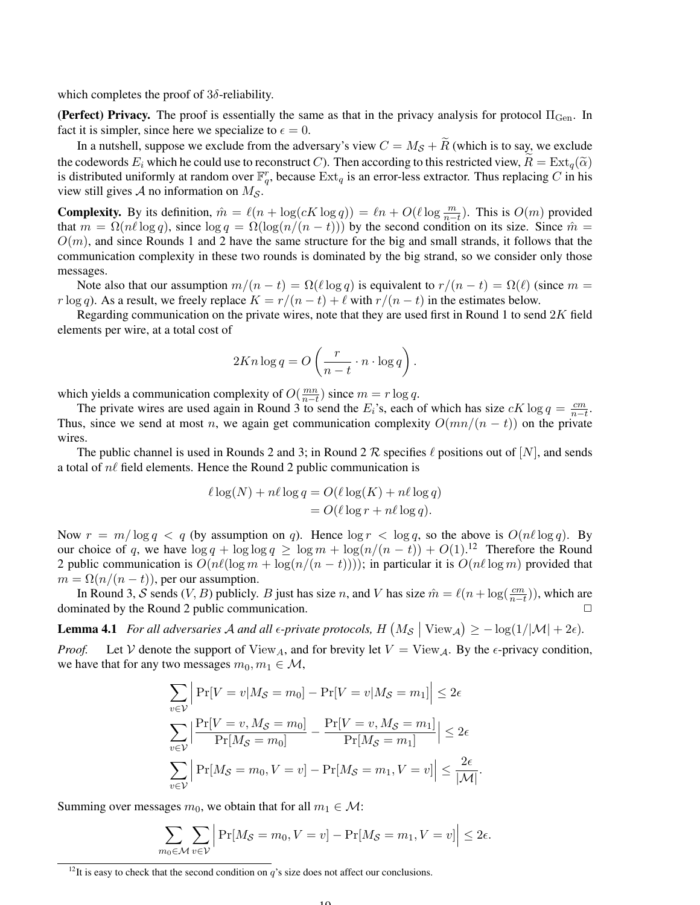which completes the proof of $3\delta$-reliability.

**(Perfect) Privacy.** The proof is essentially the same as that in the privacy analysis for protocol $\Pi_{\text{Gen}}$. In fact it is simpler, since here we specialize to $\epsilon = 0$.

In a nutshell, suppose we exclude from the adversary's view $C = M_{\mathcal{S}} + \widetilde{R}$ (which is to say, we exclude the codewords $E_i$ which he could use to reconstruct $C$). Then according to this restricted view, $\widetilde{R} = \text{Ext}_q(\widetilde{\alpha})$ is distributed uniformly at random over $\mathbb{F}_q^r$, because $\text{Ext}_q$ is an error-less extractor. Thus replacing $C$ in his view still gives $\mathcal{A}$ no information on $M_{\mathcal{S}}$.

**Complexity.** By its definition, $\hat{m} = \ell(n + \log(cK \log q)) = \ell n + O(\ell \log \frac{m}{n-t})$. This is $O(m)$ provided that $m = \Omega(n\ell \log q)$, since $\log q = \Omega(\log(n/(n-t)))$ by the second condition on its size. Since $\hat{m} = O(m)$, and since Rounds 1 and 2 have the same structure for the big and small strands, it follows that the communication complexity in these two rounds is dominated by the big strand, so we consider only those messages.

Note also that our assumption $m/(n-t) = \Omega(\ell \log q)$ is equivalent to $r/(n-t) = \Omega(\ell)$ (since $m = r \log q$). As a result, we freely replace $K = r/(n-t) + \ell$ with $r/(n-t)$ in the estimates below.

Regarding communication on the private wires, note that they are used first in Round 1 to send $2K$ field elements per wire, at a total cost of

$$2Kn \log q = O\left(\frac{r}{n-t} \cdot n \cdot \log q\right).$$

which yields a communication complexity of $O(\frac{mn}{n-t})$ since $m = r \log q$.

The private wires are used again in Round 3 to send the $E_i$'s, each of which has size $cK \log q = \frac{cm}{n-t}$. Thus, since we send at most $n$, we again get communication complexity $O(mn/(n-t))$ on the private wires.

The public channel is used in Rounds 2 and 3; in Round 2 $\mathcal{R}$ specifies $\ell$ positions out of $[N]$, and sends a total of $n\ell$ field elements. Hence the Round 2 public communication is

$$\begin{aligned}
\ell \log(N) + n\ell \log q &= O(\ell \log(K) + n\ell \log q) \\
&= O(\ell \log r + n\ell \log q).
\end{aligned}$$

Now $r = m/\log q < q$ (by assumption on $q$). Hence $\log r < \log q$, so the above is $O(n\ell \log q)$. By our choice of $q$, we have $\log q + \log \log q \geq \log m + \log(n/(n-t)) + O(1)$.[12] Therefore the Round 2 public communication is $O(n\ell(\log m + \log(n/(n-t))))$; in particular it is $O(n\ell \log m)$ provided that $m = \Omega(n/(n-t))$, per our assumption.

In Round 3, $\mathcal{S}$ sends $(V, B)$ publicly. $B$ just has size $n$, and $V$ has size $\hat{m} = \ell(n + \log(\frac{cm}{n-t}))$, which are dominated by the Round 2 public communication. $\square$

**Lemma 4.1** *For all adversaries $\mathcal{A}$ and all $\epsilon$-private protocols, $H\left(M_{\mathcal{S}} \mid \text{View}_{\mathcal{A}}\right) \geq -\log(1/|\mathcal{M}| + 2\epsilon)$.*

*Proof.* Let $\mathcal{V}$ denote the support of $\text{View}_A$, and for brevity let $V = \text{View}_{\mathcal{A}}$. By the $\epsilon$-privacy condition, we have that for any two messages $m_0, m_1 \in \mathcal{M}$,

$$\begin{aligned}
\sum_{v \in \mathcal{V}} \Big| \Pr[V = v | M_{\mathcal{S}} = m_0] - \Pr[V = v | M_{\mathcal{S}} = m_1] \Big| &\leq 2\epsilon \\
\sum_{v \in \mathcal{V}} \Big| \frac{\Pr[V = v, M_{\mathcal{S}} = m_0]}{\Pr[M_{\mathcal{S}} = m_0]} - \frac{\Pr[V = v, M_{\mathcal{S}} = m_1]}{\Pr[M_{\mathcal{S}} = m_1]} \Big| &\leq 2\epsilon \\
\sum_{v \in \mathcal{V}} \Big| \Pr[M_{\mathcal{S}} = m_0, V = v] - \Pr[M_{\mathcal{S}} = m_1, V = v] \Big| &\leq \frac{2\epsilon}{|\mathcal{M}|}.
\end{aligned}$$

Summing over messages $m_0$, we obtain that for all $m_1 \in \mathcal{M}$:

$$\sum_{m_0 \in \mathcal{M}} \sum_{v \in \mathcal{V}} \Big| \Pr[M_{\mathcal{S}} = m_0, V = v] - \Pr[M_{\mathcal{S}} = m_1, V = v] \Big| \leq 2\epsilon.$$

[12] It is easy to check that the second condition on $q$'s size does not affect our conclusions.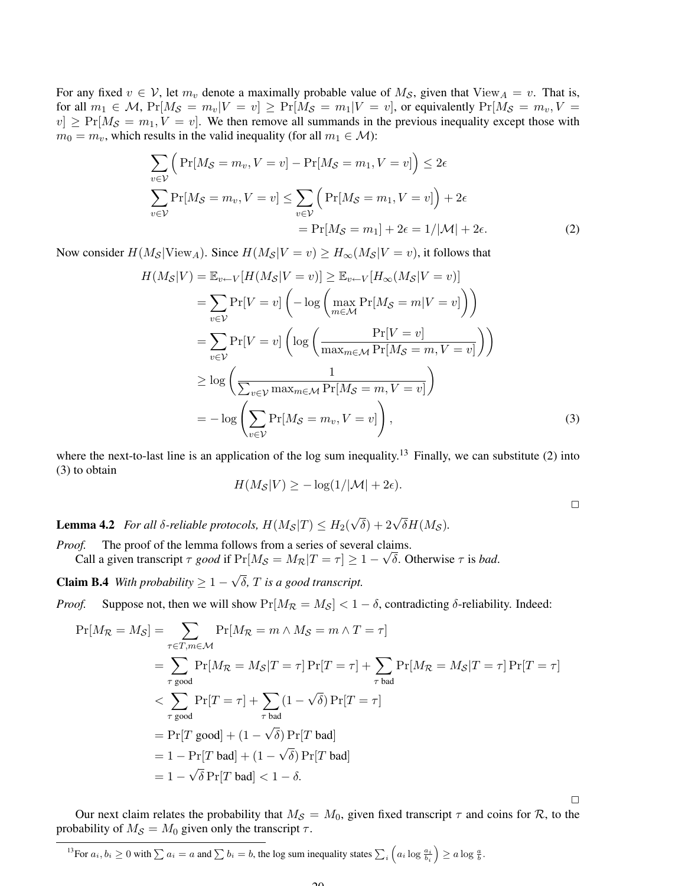For any fixed $v \in \mathcal{V}$, let $m_v$ denote a maximally probable value of $M_{\mathcal{S}}$, given that $\text{View}_A = v$. That is, for all $m_1 \in \mathcal{M}$, $\Pr[M_{\mathcal{S}} = m_v | V = v] \geq \Pr[M_{\mathcal{S}} = m_1 | V = v]$, or equivalently $\Pr[M_{\mathcal{S}} = m_v, V = v] \geq \Pr[M_{\mathcal{S}} = m_1, V = v]$. We then remove all summands in the previous inequality except those with $m_0 = m_v$, which results in the valid inequality (for all $m_1 \in \mathcal{M}$):

$$
\begin{aligned}
\sum_{v \in \mathcal{V}} \Big( \Pr[M_{\mathcal{S}} = m_v, V = v] - \Pr[M_{\mathcal{S}} = m_1, V = v] \Big) &\leq 2\epsilon \\
\sum_{v \in \mathcal{V}} \Pr[M_{\mathcal{S}} = m_v, V = v] &\leq \sum_{v \in \mathcal{V}} \Big( \Pr[M_{\mathcal{S}} = m_1, V = v] \Big) + 2\epsilon \\
&= \Pr[M_{\mathcal{S}} = m_1] + 2\epsilon = 1/|\mathcal{M}| + 2\epsilon. \qquad (2)
\end{aligned}
$$

Now consider $H(M_{\mathcal{S}} | \text{View}_A)$. Since $H(M_{\mathcal{S}} | V = v) \geq H_\infty(M_{\mathcal{S}} | V = v)$, it follows that

$$
\begin{aligned}
H(M_{\mathcal{S}} | V) = \mathbb{E}_{v \leftarrow V}[H(M_{\mathcal{S}} | V = v)] &\geq \mathbb{E}_{v \leftarrow V}[H_\infty(M_{\mathcal{S}} | V = v)] \\
&= \sum_{v \in \mathcal{V}} \Pr[V = v] \left( -\log \left( \max_{m \in \mathcal{M}} \Pr[M_{\mathcal{S}} = m | V = v] \right) \right) \\
&= \sum_{v \in \mathcal{V}} \Pr[V = v] \left( \log \left( \frac{\Pr[V = v]}{\max_{m \in \mathcal{M}} \Pr[M_{\mathcal{S}} = m, V = v]} \right) \right) \\
&\geq \log \left( \frac{1}{\sum_{v \in \mathcal{V}} \max_{m \in \mathcal{M}} \Pr[M_{\mathcal{S}} = m, V = v]} \right) \\
&= -\log \left( \sum_{v \in \mathcal{V}} \Pr[M_{\mathcal{S}} = m_v, V = v] \right), \qquad (3)
\end{aligned}
$$

where the next-to-last line is an application of the log sum inequality.[13] Finally, we can substitute (2) into (3) to obtain

$$
H(M_{\mathcal{S}} | V) \geq -\log(1/|\mathcal{M}| + 2\epsilon).
$$

□

**Lemma 4.2** *For all $\delta$-reliable protocols, $H(M_{\mathcal{S}} | T) \leq H_2(\sqrt{\delta}) + 2\sqrt{\delta} H(M_{\mathcal{S}})$.*

*Proof.* The proof of the lemma follows from a series of several claims.

Call a given transcript $\tau$ *good* if $\Pr[M_{\mathcal{S}} = M_{\mathcal{R}} | T = \tau] \geq 1 - \sqrt{\delta}$. Otherwise $\tau$ is *bad*.

**Claim B.4** *With probability $\geq 1 - \sqrt{\delta}$, $T$ is a good transcript.*

*Proof.* Suppose not, then we will show $\Pr[M_{\mathcal{R}} = M_{\mathcal{S}}] < 1 - \delta$, contradicting $\delta$-reliability. Indeed:

$$
\begin{aligned}
\Pr[M_{\mathcal{R}} = M_{\mathcal{S}}] &= \sum_{\tau \in T, m \in \mathcal{M}} \Pr[M_{\mathcal{R}} = m \wedge M_{\mathcal{S}} = m \wedge T = \tau] \\
&= \sum_{\tau \text{ good}} \Pr[M_{\mathcal{R}} = M_{\mathcal{S}} | T = \tau] \Pr[T = \tau] + \sum_{\tau \text{ bad}} \Pr[M_{\mathcal{R}} = M_{\mathcal{S}} | T = \tau] \Pr[T = \tau] \\
&< \sum_{\tau \text{ good}} \Pr[T = \tau] + \sum_{\tau \text{ bad}} (1 - \sqrt{\delta}) \Pr[T = \tau] \\
&= \Pr[T \text{ good}] + (1 - \sqrt{\delta}) \Pr[T \text{ bad}] \\
&= 1 - \Pr[T \text{ bad}] + (1 - \sqrt{\delta}) \Pr[T \text{ bad}] \\
&= 1 - \sqrt{\delta} \Pr[T \text{ bad}] < 1 - \delta.
\end{aligned}
$$

□

Our next claim relates the probability that $M_{\mathcal{S}} = M_0$, given fixed transcript $\tau$ and coins for $\mathcal{R}$, to the probability of $M_{\mathcal{S}} = M_0$ given only the transcript $\tau$.

[13] For $a_i, b_i \geq 0$ with $\sum a_i = a$ and $\sum b_i = b$, the log sum inequality states $\sum_i \left( a_i \log \frac{a_i}{b_i} \right) \geq a \log \frac{a}{b}$.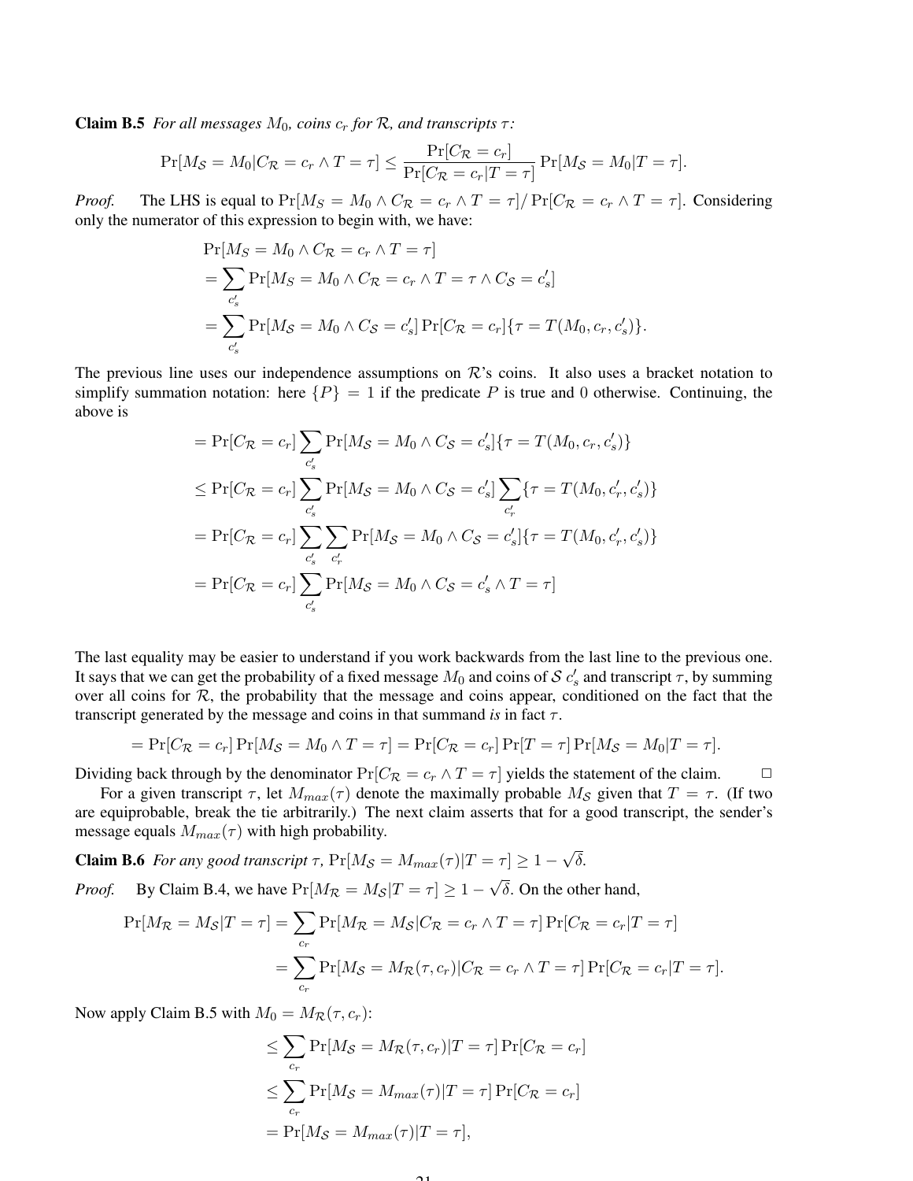**Claim B.5** *For all messages $M_0$, coins $c_r$ for $\mathcal{R}$, and transcripts $\tau$:*

$$\Pr[M_{\mathcal{S}} = M_0 | C_{\mathcal{R}} = c_r \wedge T = \tau] \leq \frac{\Pr[C_{\mathcal{R}} = c_r]}{\Pr[C_{\mathcal{R}} = c_r | T = \tau]} \Pr[M_{\mathcal{S}} = M_0 | T = \tau].$$

*Proof.* The LHS is equal to $\Pr[M_S = M_0 \wedge C_{\mathcal{R}} = c_r \wedge T = \tau] / \Pr[C_{\mathcal{R}} = c_r \wedge T = \tau]$. Considering only the numerator of this expression to begin with, we have:

$$\begin{aligned}
&\Pr[M_S = M_0 \wedge C_{\mathcal{R}} = c_r \wedge T = \tau] \\
&= \sum_{c'_s} \Pr[M_{\mathcal{S}} = M_0 \wedge C_{\mathcal{R}} = c_r \wedge T = \tau \wedge C_{\mathcal{S}} = c'_s] \\
&= \sum_{c'_s} \Pr[M_{\mathcal{S}} = M_0 \wedge C_{\mathcal{S}} = c'_s] \Pr[C_{\mathcal{R}} = c_r] \{\tau = T(M_0, c_r, c'_s)\}.
\end{aligned}$$

The previous line uses our independence assumptions on $\mathcal{R}$'s coins. It also uses a bracket notation to simplify summation notation: here $\{P\} = 1$ if the predicate $P$ is true and $0$ otherwise. Continuing, the above is

$$\begin{aligned}
&= \Pr[C_{\mathcal{R}} = c_r] \sum_{c'_s} \Pr[M_{\mathcal{S}} = M_0 \wedge C_{\mathcal{S}} = c'_s] \{\tau = T(M_0, c_r, c'_s)\} \\
&\leq \Pr[C_{\mathcal{R}} = c_r] \sum_{c'_s} \Pr[M_{\mathcal{S}} = M_0 \wedge C_{\mathcal{S}} = c'_s] \sum_{c'_r} \{\tau = T(M_0, c'_r, c'_s)\} \\
&= \Pr[C_{\mathcal{R}} = c_r] \sum_{c'_s} \sum_{c'_r} \Pr[M_{\mathcal{S}} = M_0 \wedge C_{\mathcal{S}} = c'_s] \{\tau = T(M_0, c'_r, c'_s)\} \\
&= \Pr[C_{\mathcal{R}} = c_r] \sum_{c'_s} \Pr[M_{\mathcal{S}} = M_0 \wedge C_{\mathcal{S}} = c'_s \wedge T = \tau]
\end{aligned}$$

The last equality may be easier to understand if you work backwards from the last line to the previous one. It says that we can get the probability of a fixed message $M_0$ and coins of $\mathcal{S}$ $c'_s$ and transcript $\tau$, by summing over all coins for $\mathcal{R}$, the probability that the message and coins appear, conditioned on the fact that the transcript generated by the message and coins in that summand *is* in fact $\tau$.

$$= \Pr[C_{\mathcal{R}} = c_r] \Pr[M_{\mathcal{S}} = M_0 \wedge T = \tau] = \Pr[C_{\mathcal{R}} = c_r] \Pr[T = \tau] \Pr[M_{\mathcal{S}} = M_0 | T = \tau].$$

Dividing back through by the denominator $\Pr[C_{\mathcal{R}} = c_r \wedge T = \tau]$ yields the statement of the claim. □

For a given transcript $\tau$, let $M_{max}(\tau)$ denote the maximally probable $M_{\mathcal{S}}$ given that $T = \tau$. (If two are equiprobable, break the tie arbitrarily.) The next claim asserts that for a good transcript, the sender's message equals $M_{max}(\tau)$ with high probability.

**Claim B.6** *For any good transcript $\tau$, $\Pr[M_{\mathcal{S}} = M_{max}(\tau) | T = \tau] \geq 1 - \sqrt{\delta}$.*

*Proof.* By Claim B.4, we have $\Pr[M_{\mathcal{R}} = M_{\mathcal{S}} | T = \tau] \geq 1 - \sqrt{\delta}$. On the other hand,

$$\begin{aligned}
\Pr[M_{\mathcal{R}} = M_{\mathcal{S}} | T = \tau] &= \sum_{c_r} \Pr[M_{\mathcal{R}} = M_{\mathcal{S}} | C_{\mathcal{R}} = c_r \wedge T = \tau] \Pr[C_{\mathcal{R}} = c_r | T = \tau] \\
&= \sum_{c_r} \Pr[M_{\mathcal{S}} = M_{\mathcal{R}}(\tau, c_r) | C_{\mathcal{R}} = c_r \wedge T = \tau] \Pr[C_{\mathcal{R}} = c_r | T = \tau].
\end{aligned}$$

Now apply Claim B.5 with $M_0 = M_{\mathcal{R}}(\tau, c_r)$:

$$\begin{aligned}
&\leq \sum_{c_r} \Pr[M_{\mathcal{S}} = M_{\mathcal{R}}(\tau, c_r) | T = \tau] \Pr[C_{\mathcal{R}} = c_r] \\
&\leq \sum_{c_r} \Pr[M_{\mathcal{S}} = M_{max}(\tau) | T = \tau] \Pr[C_{\mathcal{R}} = c_r] \\
&= \Pr[M_{\mathcal{S}} = M_{max}(\tau) | T = \tau],
\end{aligned}$$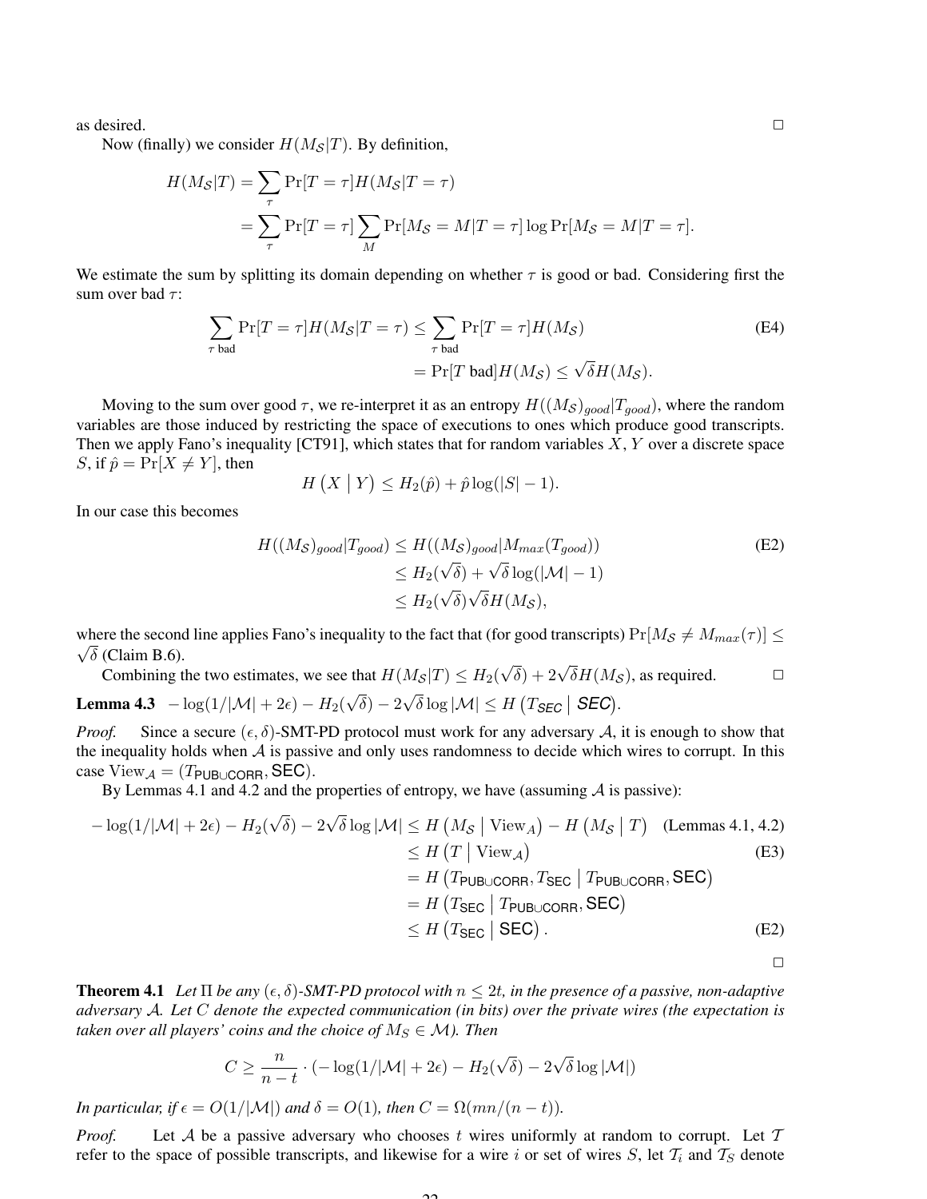as desired. □

Now (finally) we consider $H(M_\mathcal{S}|T)$. By definition,

$$H(M_\mathcal{S}|T) = \sum_\tau \Pr[T=\tau] H(M_\mathcal{S}|T=\tau)$$
$$= \sum_\tau \Pr[T=\tau] \sum_M \Pr[M_\mathcal{S}=M|T=\tau] \log \Pr[M_\mathcal{S}=M|T=\tau].$$

We estimate the sum by splitting its domain depending on whether $\tau$ is good or bad. Considering first the sum over bad $\tau$:

$$\sum_{\tau \text{ bad}} \Pr[T=\tau] H(M_\mathcal{S}|T=\tau) \leq \sum_{\tau \text{ bad}} \Pr[T=\tau] H(M_\mathcal{S}) \qquad \text{(E4)}$$
$$= \Pr[T \text{ bad}] H(M_\mathcal{S}) \leq \sqrt{\delta} H(M_\mathcal{S}).$$

Moving to the sum over good $\tau$, we re-interpret it as an entropy $H((M_\mathcal{S})_{good}|T_{good})$, where the random variables are those induced by restricting the space of executions to ones which produce good transcripts. Then we apply Fano's inequality [CT91], which states that for random variables $X, Y$ over a discrete space $S$, if $\hat{p} = \Pr[X \neq Y]$, then

$$H\left(X \mid Y\right) \leq H_2(\hat{p}) + \hat{p}\log(|S|-1).$$

In our case this becomes

$$H((M_\mathcal{S})_{good}|T_{good}) \leq H((M_\mathcal{S})_{good}|M_{max}(T_{good})) \qquad \text{(E2)}$$
$$\leq H_2(\sqrt{\delta}) + \sqrt{\delta}\log(|\mathcal{M}|-1)$$
$$\leq H_2(\sqrt{\delta})\sqrt{\delta}H(M_\mathcal{S}),$$

where the second line applies Fano's inequality to the fact that (for good transcripts) $\Pr[M_\mathcal{S} \neq M_{max}(\tau)] \leq \sqrt{\delta}$ (Claim B.6).

Combining the two estimates, we see that $H(M_\mathcal{S}|T) \leq H_2(\sqrt{\delta}) + 2\sqrt{\delta}H(M_\mathcal{S})$, as required. □

**Lemma 4.3** $-\log(1/|\mathcal{M}| + 2\epsilon) - H_2(\sqrt{\delta}) - 2\sqrt{\delta}\log|\mathcal{M}| \leq H\left(T_{\mathsf{SEC}} \mid \mathsf{SEC}\right)$.

*Proof.* Since a secure $(\epsilon, \delta)$-SMT-PD protocol must work for any adversary $\mathcal{A}$, it is enough to show that the inequality holds when $\mathcal{A}$ is passive and only uses randomness to decide which wires to corrupt. In this case $\text{View}_\mathcal{A} = (T_{\mathsf{PUB}\cup\mathsf{CORR}}, \mathsf{SEC})$.

By Lemmas 4.1 and 4.2 and the properties of entropy, we have (assuming $\mathcal{A}$ is passive):

$$-\log(1/|\mathcal{M}| + 2\epsilon) - H_2(\sqrt{\delta}) - 2\sqrt{\delta}\log|\mathcal{M}| \leq H\left(M_\mathcal{S} \mid \text{View}_A\right) - H\left(M_\mathcal{S} \mid T\right) \quad \text{(Lemmas 4.1, 4.2)}$$
$$\leq H\left(T \mid \text{View}_\mathcal{A}\right) \qquad \text{(E3)}$$
$$= H\left(T_{\mathsf{PUB}\cup\mathsf{CORR}}, T_{\mathsf{SEC}} \mid T_{\mathsf{PUB}\cup\mathsf{CORR}}, \mathsf{SEC}\right)$$
$$= H\left(T_{\mathsf{SEC}} \mid T_{\mathsf{PUB}\cup\mathsf{CORR}}, \mathsf{SEC}\right)$$
$$\leq H\left(T_{\mathsf{SEC}} \mid \mathsf{SEC}\right). \qquad \text{(E2)}$$

□

**Theorem 4.1** *Let $\Pi$ be any $(\epsilon, \delta)$-SMT-PD protocol with $n \leq 2t$, in the presence of a passive, non-adaptive adversary $\mathcal{A}$. Let $C$ denote the expected communication (in bits) over the private wires (the expectation is taken over all players' coins and the choice of $M_S \in \mathcal{M}$). Then*

$$C \geq \frac{n}{n-t} \cdot \left(-\log(1/|\mathcal{M}| + 2\epsilon) - H_2(\sqrt{\delta}) - 2\sqrt{\delta}\log|\mathcal{M}|\right)$$

*In particular, if $\epsilon = O(1/|\mathcal{M}|)$ and $\delta = O(1)$, then $C = \Omega(mn/(n-t))$.*

*Proof.* Let $\mathcal{A}$ be a passive adversary who chooses $t$ wires uniformly at random to corrupt. Let $\mathcal{T}$ refer to the space of possible transcripts, and likewise for a wire $i$ or set of wires $S$, let $\mathcal{T}_i$ and $\mathcal{T}_S$ denote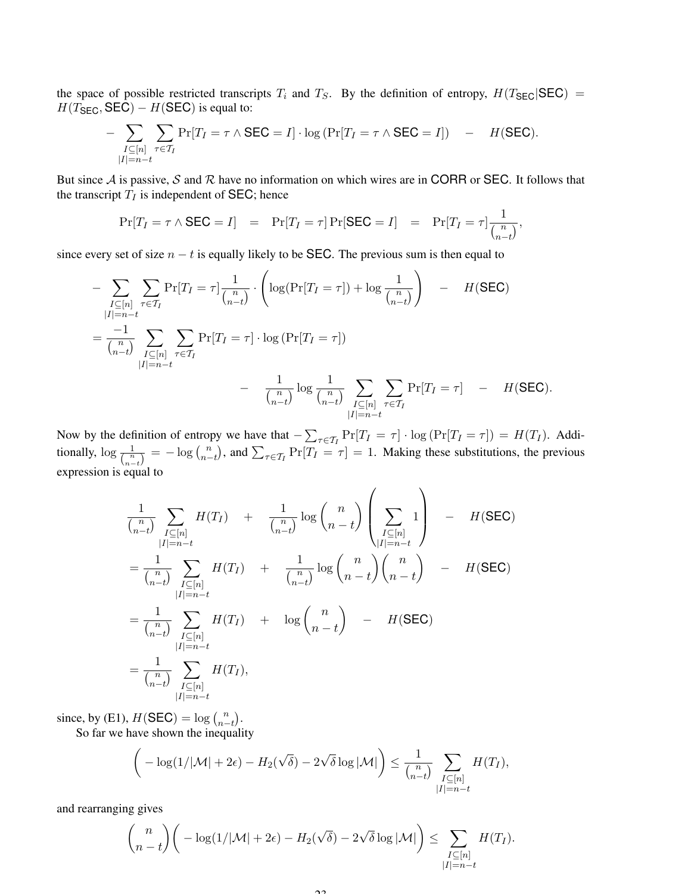the space of possible restricted transcripts $T_i$ and $T_S$. By the definition of entropy, $H(T_{\mathsf{SEC}}|\mathsf{SEC}) = H(T_{\mathsf{SEC}}, \mathsf{SEC}) - H(\mathsf{SEC})$ is equal to:

$$-\sum_{\substack{I\subseteq[n]\\|I|=n-t}}\sum_{\tau\in\mathcal{T}_I}\Pr[T_I=\tau\wedge\mathsf{SEC}=I]\cdot\log\left(\Pr[T_I=\tau\wedge\mathsf{SEC}=I]\right)\quad-\quad H(\mathsf{SEC}).$$

But since $\mathcal{A}$ is passive, $\mathcal{S}$ and $\mathcal{R}$ have no information on which wires are in $\mathsf{CORR}$ or $\mathsf{SEC}$. It follows that the transcript $T_I$ is independent of $\mathsf{SEC}$; hence

$$\Pr[T_I=\tau\wedge\mathsf{SEC}=I]\quad=\quad\Pr[T_I=\tau]\Pr[\mathsf{SEC}=I]\quad=\quad\Pr[T_I=\tau]\frac{1}{\binom{n}{n-t}},$$

since every set of size $n-t$ is equally likely to be $\mathsf{SEC}$. The previous sum is then equal to

$$\begin{aligned}
&-\sum_{\substack{I\subseteq[n]\\|I|=n-t}}\sum_{\tau\in\mathcal{T}_I}\Pr[T_I=\tau]\frac{1}{\binom{n}{n-t}}\cdot\left(\log(\Pr[T_I=\tau])+\log\frac{1}{\binom{n}{n-t}}\right)\quad-\quad H(\mathsf{SEC})\\
&=\frac{-1}{\binom{n}{n-t}}\sum_{\substack{I\subseteq[n]\\|I|=n-t}}\sum_{\tau\in\mathcal{T}_I}\Pr[T_I=\tau]\cdot\log\left(\Pr[T_I=\tau]\right)\\
&\qquad\qquad-\quad\frac{1}{\binom{n}{n-t}}\log\frac{1}{\binom{n}{n-t}}\sum_{\substack{I\subseteq[n]\\|I|=n-t}}\sum_{\tau\in\mathcal{T}_I}\Pr[T_I=\tau]\quad-\quad H(\mathsf{SEC}).
\end{aligned}$$

Now by the definition of entropy we have that $-\sum_{\tau\in\mathcal{T}_I}\Pr[T_I=\tau]\cdot\log\left(\Pr[T_I=\tau]\right)=H(T_I)$. Additionally, $\log\frac{1}{\binom{n}{n-t}}=-\log\binom{n}{n-t}$, and $\sum_{\tau\in\mathcal{T}_I}\Pr[T_I=\tau]=1$. Making these substitutions, the previous expression is equal to

$$\begin{aligned}
&\frac{1}{\binom{n}{n-t}}\sum_{\substack{I\subseteq[n]\\|I|=n-t}}H(T_I)\quad+\quad\frac{1}{\binom{n}{n-t}}\log\binom{n}{n-t}\left(\sum_{\substack{I\subseteq[n]\\|I|=n-t}}1\right)\quad-\quad H(\mathsf{SEC})\\
&=\frac{1}{\binom{n}{n-t}}\sum_{\substack{I\subseteq[n]\\|I|=n-t}}H(T_I)\quad+\quad\frac{1}{\binom{n}{n-t}}\log\binom{n}{n-t}\binom{n}{n-t}\quad-\quad H(\mathsf{SEC})\\
&=\frac{1}{\binom{n}{n-t}}\sum_{\substack{I\subseteq[n]\\|I|=n-t}}H(T_I)\quad+\quad\log\binom{n}{n-t}\quad-\quad H(\mathsf{SEC})\\
&=\frac{1}{\binom{n}{n-t}}\sum_{\substack{I\subseteq[n]\\|I|=n-t}}H(T_I),
\end{aligned}$$

since, by (E1), $H(\mathsf{SEC})=\log\binom{n}{n-t}$.

So far we have shown the inequality

$$\left(-\log(1/|\mathcal{M}|+2\epsilon)-H_2(\sqrt{\delta})-2\sqrt{\delta}\log|\mathcal{M}|\right)\leq\frac{1}{\binom{n}{n-t}}\sum_{\substack{I\subseteq[n]\\|I|=n-t}}H(T_I),$$

and rearranging gives

$$\binom{n}{n-t}\left(-\log(1/|\mathcal{M}|+2\epsilon)-H_2(\sqrt{\delta})-2\sqrt{\delta}\log|\mathcal{M}|\right)\leq\sum_{\substack{I\subseteq[n]\\|I|=n-t}}H(T_I).$$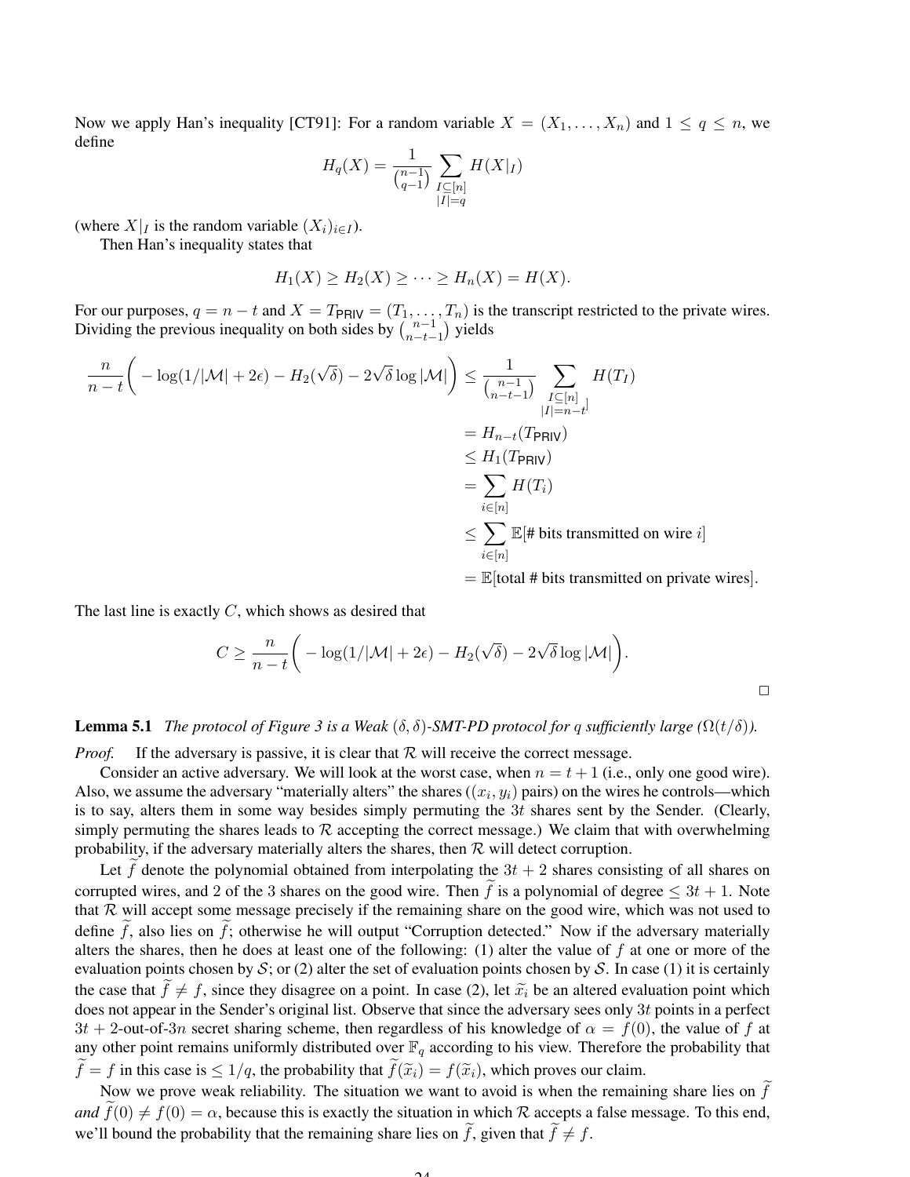Now we apply Han's inequality [CT91]: For a random variable $X = (X_1, \ldots, X_n)$ and $1 \leq q \leq n$, we define

$$H_q(X) = \frac{1}{\binom{n-1}{q-1}} \sum_{\substack{I \subseteq [n] \\ |I|=q}} H(X|_I)$$

(where $X|_I$ is the random variable $(X_i)_{i \in I}$).

Then Han's inequality states that

$$H_1(X) \geq H_2(X) \geq \cdots \geq H_n(X) = H(X).$$

For our purposes, $q = n - t$ and $X = T_{\mathsf{PRIV}} = (T_1, \ldots, T_n)$ is the transcript restricted to the private wires. Dividing the previous inequality on both sides by $\binom{n-1}{n-t-1}$ yields

$$\begin{aligned}
\frac{n}{n-t}\bigg( -\log(1/|\mathcal{M}| + 2\epsilon) - H_2(\sqrt{\delta}) - 2\sqrt{\delta}\log|\mathcal{M}| \bigg) &\leq \frac{1}{\binom{n-1}{n-t-1}} \sum_{\substack{I \subseteq [n] \\ |I|=n-t}} H(T_I) \\
&= H_{n-t}(T_{\mathsf{PRIV}}) \\
&\leq H_1(T_{\mathsf{PRIV}}) \\
&= \sum_{i \in [n]} H(T_i) \\
&\leq \sum_{i \in [n]} \mathbb{E}[\text{\# bits transmitted on wire } i] \\
&= \mathbb{E}[\text{total \# bits transmitted on private wires}].
\end{aligned}$$

The last line is exactly $C$, which shows as desired that

$$C \geq \frac{n}{n-t}\bigg( -\log(1/|\mathcal{M}| + 2\epsilon) - H_2(\sqrt{\delta}) - 2\sqrt{\delta}\log|\mathcal{M}| \bigg).$$

□

**Lemma 5.1** *The protocol of Figure 3 is a Weak $(\delta, \delta)$-SMT-PD protocol for $q$ sufficiently large ($\Omega(t/\delta)$).*

*Proof.* If the adversary is passive, it is clear that $\mathcal{R}$ will receive the correct message.

Consider an active adversary. We will look at the worst case, when $n = t + 1$ (i.e., only one good wire). Also, we assume the adversary "materially alters" the shares ($(x_i, y_i)$ pairs) on the wires he controls—which is to say, alters them in some way besides simply permuting the $3t$ shares sent by the Sender. (Clearly, simply permuting the shares leads to $\mathcal{R}$ accepting the correct message.) We claim that with overwhelming probability, if the adversary materially alters the shares, then $\mathcal{R}$ will detect corruption.

Let $\widetilde{f}$ denote the polynomial obtained from interpolating the $3t + 2$ shares consisting of all shares on corrupted wires, and 2 of the 3 shares on the good wire. Then $\widetilde{f}$ is a polynomial of degree $\leq 3t + 1$. Note that $\mathcal{R}$ will accept some message precisely if the remaining share on the good wire, which was not used to define $\widetilde{f}$, also lies on $\widetilde{f}$; otherwise he will output "Corruption detected." Now if the adversary materially alters the shares, then he does at least one of the following: (1) alter the value of $f$ at one or more of the evaluation points chosen by $\mathcal{S}$; or (2) alter the set of evaluation points chosen by $\mathcal{S}$. In case (1) it is certainly the case that $\widetilde{f} \neq f$, since they disagree on a point. In case (2), let $\widetilde{x}_i$ be an altered evaluation point which does not appear in the Sender's original list. Observe that since the adversary sees only $3t$ points in a perfect $3t + 2$-out-of-$3n$ secret sharing scheme, then regardless of his knowledge of $\alpha = f(0)$, the value of $f$ at any other point remains uniformly distributed over $\mathbb{F}_q$ according to his view. Therefore the probability that $\widetilde{f} = f$ in this case is $\leq 1/q$, the probability that $\widetilde{f}(\widetilde{x}_i) = f(\widetilde{x}_i)$, which proves our claim.

Now we prove weak reliability. The situation we want to avoid is when the remaining share lies on $\widetilde{f}$ *and* $\widetilde{f}(0) \neq f(0) = \alpha$, because this is exactly the situation in which $\mathcal{R}$ accepts a false message. To this end, we'll bound the probability that the remaining share lies on $\widetilde{f}$, given that $\widetilde{f} \neq f$.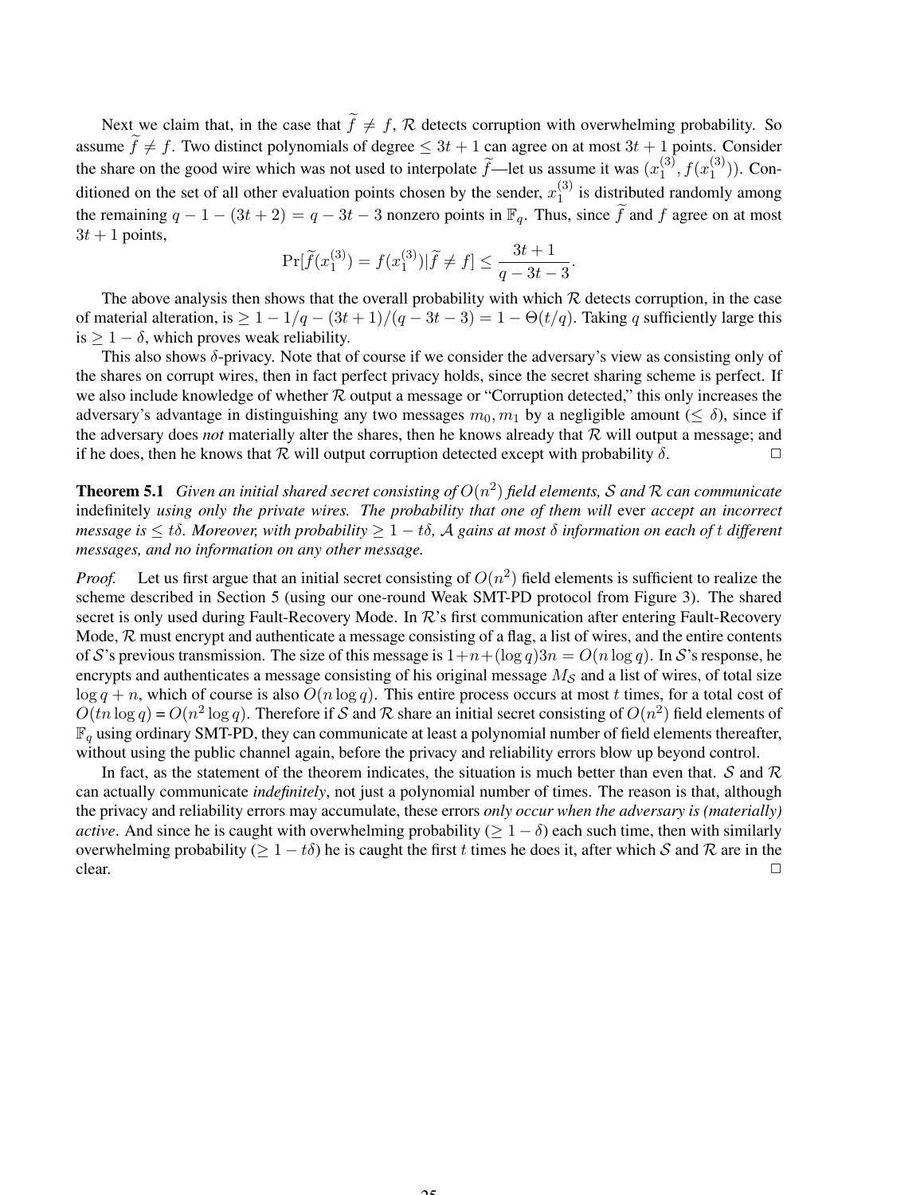Next we claim that, in the case that $\widetilde{f} \neq f$, $\mathcal{R}$ detects corruption with overwhelming probability. So assume $\widetilde{f} \neq f$. Two distinct polynomials of degree $\leq 3t+1$ can agree on at most $3t+1$ points. Consider the share on the good wire which was not used to interpolate $\widetilde{f}$—let us assume it was $(x_1^{(3)}, f(x_1^{(3)}))$. Conditioned on the set of all other evaluation points chosen by the sender, $x_1^{(3)}$ is distributed randomly among the remaining $q-1-(3t+2) = q-3t-3$ nonzero points in $\mathbb{F}_q$. Thus, since $\widetilde{f}$ and $f$ agree on at most $3t+1$ points,

$$\Pr[\widetilde{f}(x_1^{(3)}) = f(x_1^{(3)}) | \widetilde{f} \neq f] \leq \frac{3t+1}{q-3t-3}.$$

The above analysis then shows that the overall probability with which $\mathcal{R}$ detects corruption, in the case of material alteration, is $\geq 1 - 1/q - (3t+1)/(q-3t-3) = 1 - \Theta(t/q)$. Taking $q$ sufficiently large this is $\geq 1-\delta$, which proves weak reliability.

This also shows $\delta$-privacy. Note that of course if we consider the adversary's view as consisting only of the shares on corrupt wires, then in fact perfect privacy holds, since the secret sharing scheme is perfect. If we also include knowledge of whether $\mathcal{R}$ output a message or "Corruption detected," this only increases the adversary's advantage in distinguishing any two messages $m_0, m_1$ by a negligible amount ($\leq \delta$), since if the adversary does *not* materially alter the shares, then he knows already that $\mathcal{R}$ will output a message; and if he does, then he knows that $\mathcal{R}$ will output corruption detected except with probability $\delta$. □

**Theorem 5.1** *Given an initial shared secret consisting of $O(n^2)$ field elements, $\mathcal{S}$ and $\mathcal{R}$ can communicate* indefinitely *using only the private wires. The probability that one of them will* ever *accept an incorrect message is $\leq t\delta$. Moreover, with probability $\geq 1 - t\delta$, $\mathcal{A}$ gains at most $\delta$ information on each of $t$ different messages, and no information on any other message.*

*Proof.* Let us first argue that an initial secret consisting of $O(n^2)$ field elements is sufficient to realize the scheme described in Section 5 (using our one-round Weak SMT-PD protocol from Figure 3). The shared secret is only used during Fault-Recovery Mode. In $\mathcal{R}$'s first communication after entering Fault-Recovery Mode, $\mathcal{R}$ must encrypt and authenticate a message consisting of a flag, a list of wires, and the entire contents of $\mathcal{S}$'s previous transmission. The size of this message is $1+n+(\log q)3n = O(n \log q)$. In $\mathcal{S}$'s response, he encrypts and authenticates a message consisting of his original message $M_{\mathcal{S}}$ and a list of wires, of total size $\log q + n$, which of course is also $O(n \log q)$. This entire process occurs at most $t$ times, for a total cost of $O(tn \log q) = O(n^2 \log q)$. Therefore if $\mathcal{S}$ and $\mathcal{R}$ share an initial secret consisting of $O(n^2)$ field elements of $\mathbb{F}_q$ using ordinary SMT-PD, they can communicate at least a polynomial number of field elements thereafter, without using the public channel again, before the privacy and reliability errors blow up beyond control.

In fact, as the statement of the theorem indicates, the situation is much better than even that. $\mathcal{S}$ and $\mathcal{R}$ can actually communicate *indefinitely*, not just a polynomial number of times. The reason is that, although the privacy and reliability errors may accumulate, these errors *only occur when the adversary is (materially) active*. And since he is caught with overwhelming probability ($\geq 1-\delta$) each such time, then with similarly overwhelming probability ($\geq 1 - t\delta$) he is caught the first $t$ times he does it, after which $\mathcal{S}$ and $\mathcal{R}$ are in the clear. □